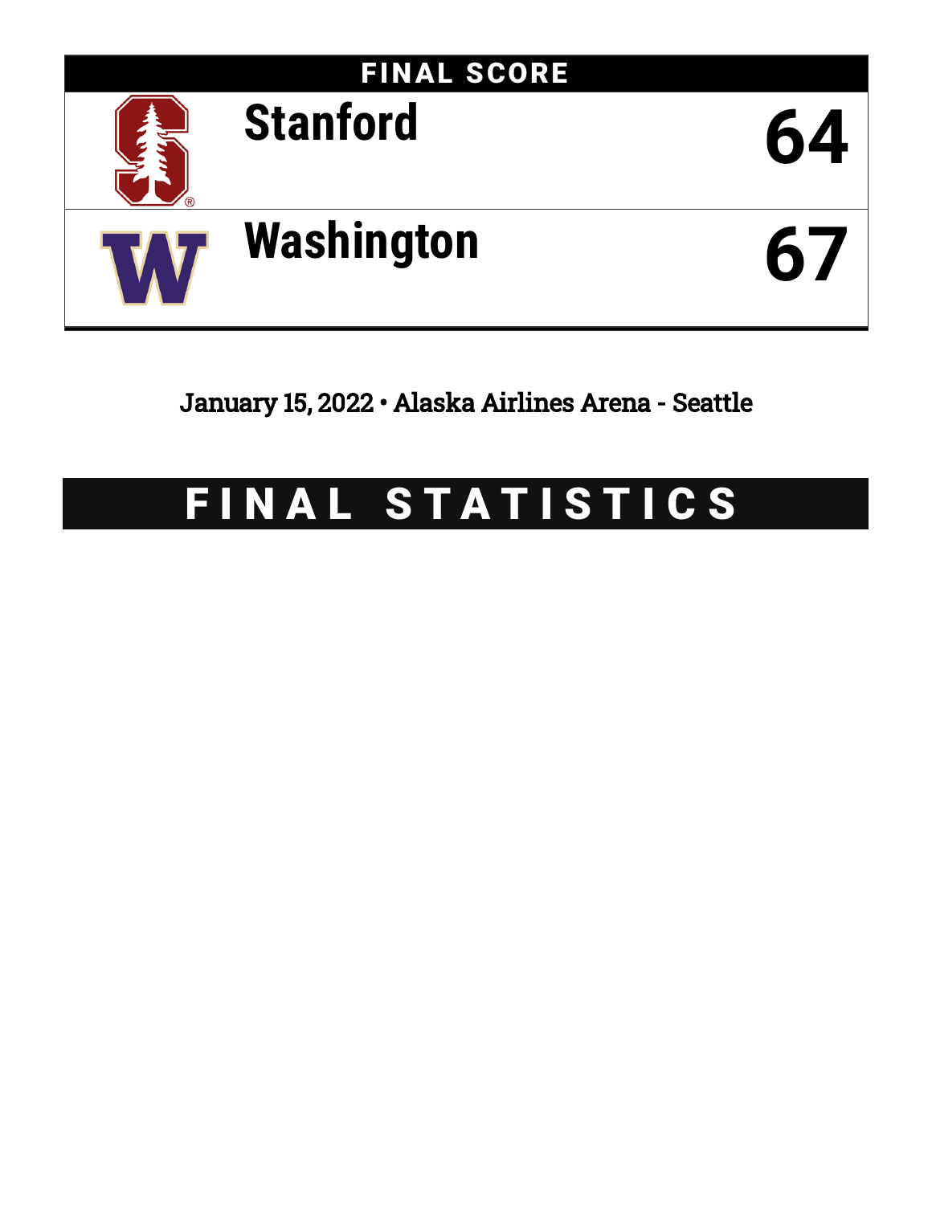# FINAL SCORE

| Team | Score |
|---|---|
| Stanford | 64 |
| Washington | 67 |

January 15, 2022 • Alaska Airlines Arena - Seattle

# FINAL STATISTICS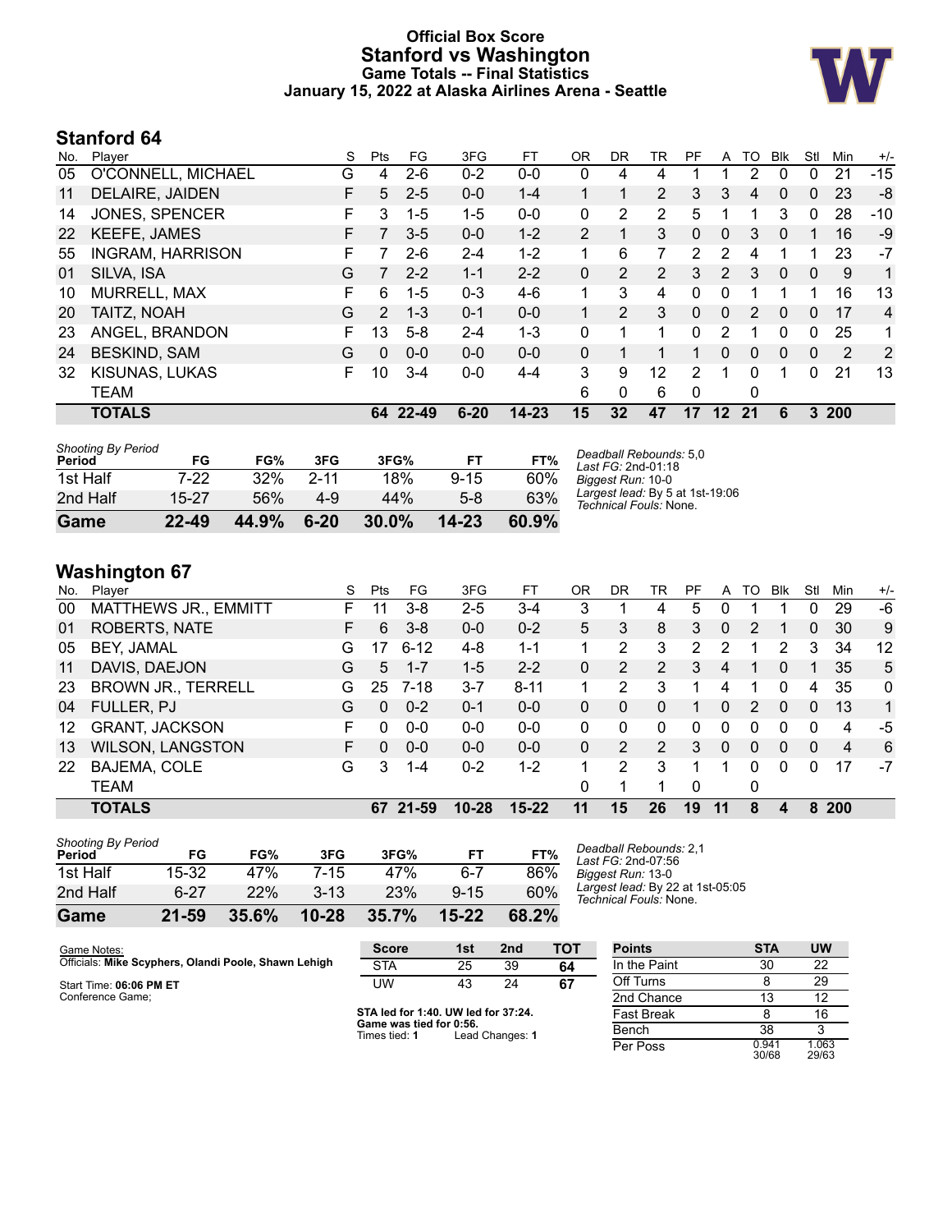# Official Box Score
## Stanford vs Washington
### Game Totals -- Final Statistics
### January 15, 2022 at Alaska Airlines Arena - Seattle

## Stanford 64

| No. | Player | S | Pts | FG | 3FG | FT | OR | DR | TR | PF | A | TO | Blk | Stl | Min | +/- |
|---|---|---|---|---|---|---|---|---|---|---|---|---|---|---|---|---|
| 05 | O'CONNELL, MICHAEL | G | 4 | 2-6 | 0-2 | 0-0 | 0 | 4 | 4 | 1 | 1 | 2 | 0 | 0 | 21 | -15 |
| 11 | DELAIRE, JAIDEN | F | 5 | 2-5 | 0-0 | 1-4 | 1 | 1 | 2 | 3 | 3 | 4 | 0 | 0 | 23 | -8 |
| 14 | JONES, SPENCER | F | 3 | 1-5 | 1-5 | 0-0 | 0 | 2 | 2 | 5 | 1 | 1 | 3 | 0 | 28 | -10 |
| 22 | KEEFE, JAMES | F | 7 | 3-5 | 0-0 | 1-2 | 2 | 1 | 3 | 0 | 0 | 3 | 0 | 1 | 16 | -9 |
| 55 | INGRAM, HARRISON | F | 7 | 2-6 | 2-4 | 1-2 | 1 | 6 | 7 | 2 | 2 | 4 | 1 | 1 | 23 | -7 |
| 01 | SILVA, ISA | G | 7 | 2-2 | 1-1 | 2-2 | 0 | 2 | 2 | 3 | 2 | 3 | 0 | 0 | 9 | 1 |
| 10 | MURRELL, MAX | F | 6 | 1-5 | 0-3 | 4-6 | 1 | 3 | 4 | 0 | 0 | 1 | 1 | 1 | 16 | 13 |
| 20 | TAITZ, NOAH | G | 2 | 1-3 | 0-1 | 0-0 | 1 | 2 | 3 | 0 | 0 | 2 | 0 | 0 | 17 | 4 |
| 23 | ANGEL, BRANDON | F | 13 | 5-8 | 2-4 | 1-3 | 0 | 1 | 1 | 0 | 2 | 1 | 0 | 0 | 25 | 1 |
| 24 | BESKIND, SAM | G | 0 | 0-0 | 0-0 | 0-0 | 0 | 1 | 1 | 1 | 0 | 0 | 0 | 0 | 2 | 2 |
| 32 | KISUNAS, LUKAS | F | 10 | 3-4 | 0-0 | 4-4 | 3 | 9 | 12 | 2 | 1 | 0 | 1 | 0 | 21 | 13 |
| | TEAM | | | | | | 6 | 0 | 6 | 0 | | 0 | | | | |
| | **TOTALS** | | **64** | **22-49** | **6-20** | **14-23** | **15** | **32** | **47** | **17** | **12** | **21** | **6** | **3** | **200** | |

| Shooting By Period Period | FG | FG% | 3FG | 3FG% | FT | FT% |
|---|---|---|---|---|---|---|
| 1st Half | 7-22 | 32% | 2-11 | 18% | 9-15 | 60% |
| 2nd Half | 15-27 | 56% | 4-9 | 44% | 5-8 | 63% |
| **Game** | **22-49** | **44.9%** | **6-20** | **30.0%** | **14-23** | **60.9%** |

*Deadball Rebounds:* 5,0
*Last FG:* 2nd-01:18
*Biggest Run:* 10-0
*Largest lead:* By 5 at 1st-19:06
*Technical Fouls:* None.

## Washington 67

| No. | Player | S | Pts | FG | 3FG | FT | OR | DR | TR | PF | A | TO | Blk | Stl | Min | +/- |
|---|---|---|---|---|---|---|---|---|---|---|---|---|---|---|---|---|
| 00 | MATTHEWS JR., EMMITT | F | 11 | 3-8 | 2-5 | 3-4 | 3 | 1 | 4 | 5 | 0 | 1 | 1 | 0 | 29 | -6 |
| 01 | ROBERTS, NATE | F | 6 | 3-8 | 0-0 | 0-2 | 5 | 3 | 8 | 3 | 0 | 2 | 1 | 0 | 30 | 9 |
| 05 | BEY, JAMAL | G | 17 | 6-12 | 4-8 | 1-1 | 1 | 2 | 3 | 2 | 2 | 1 | 2 | 3 | 34 | 12 |
| 11 | DAVIS, DAEJON | G | 5 | 1-7 | 1-5 | 2-2 | 0 | 2 | 2 | 3 | 4 | 1 | 0 | 1 | 35 | 5 |
| 23 | BROWN JR., TERRELL | G | 25 | 7-18 | 3-7 | 8-11 | 1 | 2 | 3 | 1 | 4 | 1 | 0 | 4 | 35 | 0 |
| 04 | FULLER, PJ | G | 0 | 0-2 | 0-1 | 0-0 | 0 | 0 | 0 | 1 | 0 | 2 | 0 | 0 | 13 | 1 |
| 12 | GRANT, JACKSON | F | 0 | 0-0 | 0-0 | 0-0 | 0 | 0 | 0 | 0 | 0 | 0 | 0 | 0 | 4 | -5 |
| 13 | WILSON, LANGSTON | F | 0 | 0-0 | 0-0 | 0-0 | 0 | 2 | 2 | 3 | 0 | 0 | 0 | 0 | 4 | 6 |
| 22 | BAJEMA, COLE | G | 3 | 1-4 | 0-2 | 1-2 | 1 | 2 | 3 | 1 | 1 | 0 | 0 | 0 | 17 | -7 |
| | TEAM | | | | | | 0 | 1 | 1 | 0 | | 0 | | | | |
| | **TOTALS** | | **67** | **21-59** | **10-28** | **15-22** | **11** | **15** | **26** | **19** | **11** | **8** | **4** | **8** | **200** | |

| Shooting By Period Period | FG | FG% | 3FG | 3FG% | FT | FT% |
|---|---|---|---|---|---|---|
| 1st Half | 15-32 | 47% | 7-15 | 47% | 6-7 | 86% |
| 2nd Half | 6-27 | 22% | 3-13 | 23% | 9-15 | 60% |
| **Game** | **21-59** | **35.6%** | **10-28** | **35.7%** | **15-22** | **68.2%** |

*Deadball Rebounds:* 2,1
*Last FG:* 2nd-07:56
*Biggest Run:* 13-0
*Largest lead:* By 22 at 1st-05:05
*Technical Fouls:* None.

Game Notes:
Officials: **Mike Scyphers, Olandi Poole, Shawn Lehigh**

Start Time: **06:06 PM ET**
Conference Game;

| Score | 1st | 2nd | TOT |
|---|---|---|---|
| STA | 25 | 39 | **64** |
| UW | 43 | 24 | **67** |

**STA led for 1:40. UW led for 37:24.**
**Game was tied for 0:56.**
Times tied: **1** Lead Changes: **1**

| Points | STA | UW |
|---|---|---|
| In the Paint | 30 | 22 |
| Off Turns | 8 | 29 |
| 2nd Chance | 13 | 12 |
| Fast Break | 8 | 16 |
| Bench | 38 | 3 |
| Per Poss | 0.941 30/68 | 1.063 29/63 |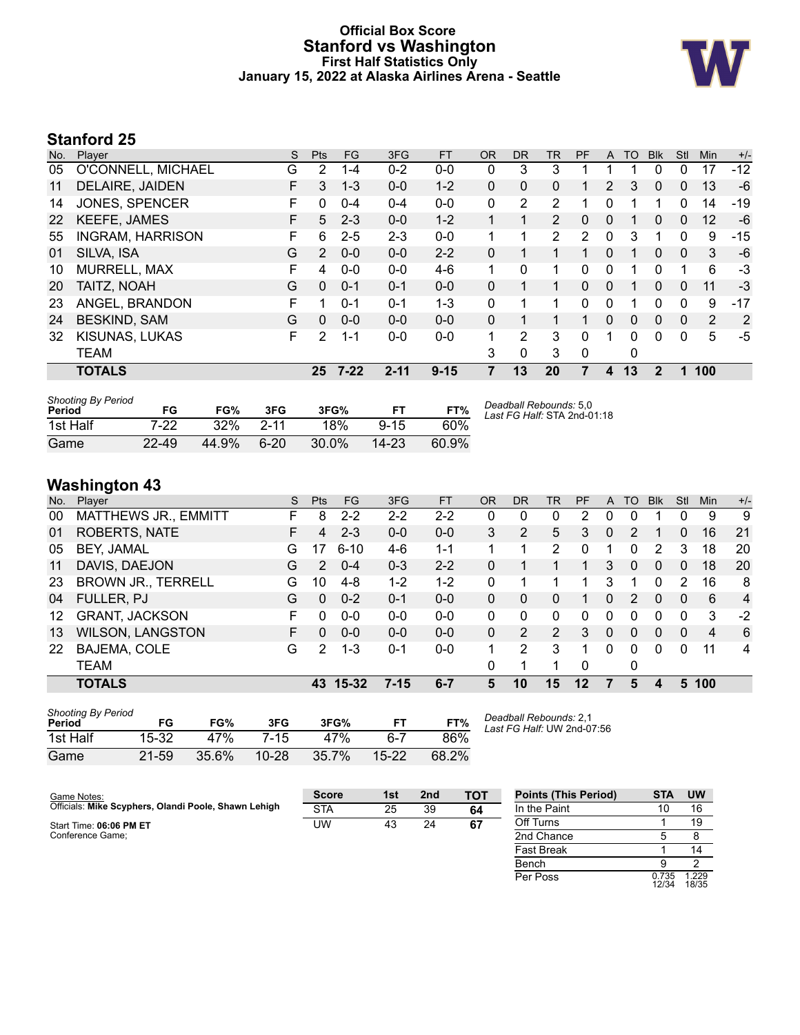# Official Box Score
# Stanford vs Washington
## First Half Statistics Only
### January 15, 2022 at Alaska Airlines Arena - Seattle

## Stanford 25

| No. | Player | S | Pts | FG | 3FG | FT | OR | DR | TR | PF | A | TO | Blk | Stl | Min | +/- |
|---|---|---|---|---|---|---|---|---|---|---|---|---|---|---|---|---|
| 05 | O'CONNELL, MICHAEL | G | 2 | 1-4 | 0-2 | 0-0 | 0 | 3 | 3 | 1 | 1 | 1 | 0 | 0 | 17 | -12 |
| 11 | DELAIRE, JAIDEN | F | 3 | 1-3 | 0-0 | 1-2 | 0 | 0 | 0 | 1 | 2 | 3 | 0 | 0 | 13 | -6 |
| 14 | JONES, SPENCER | F | 0 | 0-4 | 0-4 | 0-0 | 0 | 2 | 2 | 1 | 0 | 1 | 1 | 0 | 14 | -19 |
| 22 | KEEFE, JAMES | F | 5 | 2-3 | 0-0 | 1-2 | 1 | 1 | 2 | 0 | 0 | 1 | 0 | 0 | 12 | -6 |
| 55 | INGRAM, HARRISON | F | 6 | 2-5 | 2-3 | 0-0 | 1 | 1 | 2 | 2 | 0 | 3 | 1 | 0 | 9 | -15 |
| 01 | SILVA, ISA | G | 2 | 0-0 | 0-0 | 2-2 | 0 | 1 | 1 | 1 | 0 | 1 | 0 | 0 | 3 | -6 |
| 10 | MURRELL, MAX | F | 4 | 0-0 | 0-0 | 4-6 | 1 | 0 | 1 | 0 | 0 | 1 | 0 | 1 | 6 | -3 |
| 20 | TAITZ, NOAH | G | 0 | 0-1 | 0-1 | 0-0 | 0 | 1 | 1 | 0 | 0 | 1 | 0 | 0 | 11 | -3 |
| 23 | ANGEL, BRANDON | F | 1 | 0-1 | 0-1 | 1-3 | 0 | 1 | 1 | 0 | 0 | 1 | 0 | 0 | 9 | -17 |
| 24 | BESKIND, SAM | G | 0 | 0-0 | 0-0 | 0-0 | 0 | 1 | 1 | 1 | 0 | 0 | 0 | 0 | 2 | 2 |
| 32 | KISUNAS, LUKAS | F | 2 | 1-1 | 0-0 | 0-0 | 1 | 2 | 3 | 0 | 1 | 0 | 0 | 0 | 5 | -5 |
| | TEAM | | | | | | 3 | 0 | 3 | 0 | | 0 | | | | |
| | **TOTALS** | | **25** | **7-22** | **2-11** | **9-15** | **7** | **13** | **20** | **7** | **4** | **13** | **2** | **1** | **100** | |

| Shooting By Period Period | FG | FG% | 3FG | 3FG% | FT | FT% |
|---|---|---|---|---|---|---|
| 1st Half | 7-22 | 32% | 2-11 | 18% | 9-15 | 60% |
| Game | 22-49 | 44.9% | 6-20 | 30.0% | 14-23 | 60.9% |

*Deadball Rebounds:* 5,0
*Last FG Half:* STA 2nd-01:18

## Washington 43

| No. | Player | S | Pts | FG | 3FG | FT | OR | DR | TR | PF | A | TO | Blk | Stl | Min | +/- |
|---|---|---|---|---|---|---|---|---|---|---|---|---|---|---|---|---|
| 00 | MATTHEWS JR., EMMITT | F | 8 | 2-2 | 2-2 | 2-2 | 0 | 0 | 0 | 2 | 0 | 0 | 1 | 0 | 9 | 9 |
| 01 | ROBERTS, NATE | F | 4 | 2-3 | 0-0 | 0-0 | 3 | 2 | 5 | 3 | 0 | 2 | 1 | 0 | 16 | 21 |
| 05 | BEY, JAMAL | G | 17 | 6-10 | 4-6 | 1-1 | 1 | 1 | 2 | 0 | 1 | 0 | 2 | 3 | 18 | 20 |
| 11 | DAVIS, DAEJON | G | 2 | 0-4 | 0-3 | 2-2 | 0 | 1 | 1 | 1 | 3 | 0 | 0 | 0 | 18 | 20 |
| 23 | BROWN JR., TERRELL | G | 10 | 4-8 | 1-2 | 1-2 | 0 | 1 | 1 | 1 | 3 | 1 | 0 | 2 | 16 | 8 |
| 04 | FULLER, PJ | G | 0 | 0-2 | 0-1 | 0-0 | 0 | 0 | 0 | 1 | 0 | 2 | 0 | 0 | 6 | 4 |
| 12 | GRANT, JACKSON | F | 0 | 0-0 | 0-0 | 0-0 | 0 | 0 | 0 | 0 | 0 | 0 | 0 | 0 | 3 | -2 |
| 13 | WILSON, LANGSTON | F | 0 | 0-0 | 0-0 | 0-0 | 0 | 2 | 2 | 3 | 0 | 0 | 0 | 0 | 4 | 6 |
| 22 | BAJEMA, COLE | G | 2 | 1-3 | 0-1 | 0-0 | 1 | 2 | 3 | 1 | 0 | 0 | 0 | 0 | 11 | 4 |
| | TEAM | | | | | | 0 | 1 | 1 | 0 | | 0 | | | | |
| | **TOTALS** | | **43** | **15-32** | **7-15** | **6-7** | **5** | **10** | **15** | **12** | **7** | **5** | **4** | **5** | **100** | |

| Shooting By Period Period | FG | FG% | 3FG | 3FG% | FT | FT% |
|---|---|---|---|---|---|---|
| 1st Half | 15-32 | 47% | 7-15 | 47% | 6-7 | 86% |
| Game | 21-59 | 35.6% | 10-28 | 35.7% | 15-22 | 68.2% |

*Deadball Rebounds:* 2,1
*Last FG Half:* UW 2nd-07:56

Game Notes:
Officials: **Mike Scyphers, Olandi Poole, Shawn Lehigh**

Start Time: **06:06 PM ET**
Conference Game;

| Score | 1st | 2nd | TOT |
|---|---|---|---|
| STA | 25 | 39 | **64** |
| UW | 43 | 24 | **67** |

| Points (This Period) | STA | UW |
|---|---|---|
| In the Paint | 10 | 16 |
| Off Turns | 1 | 19 |
| 2nd Chance | 5 | 8 |
| Fast Break | 1 | 14 |
| Bench | 9 | 2 |
| Per Poss | 0.735 12/34 | 1.229 18/35 |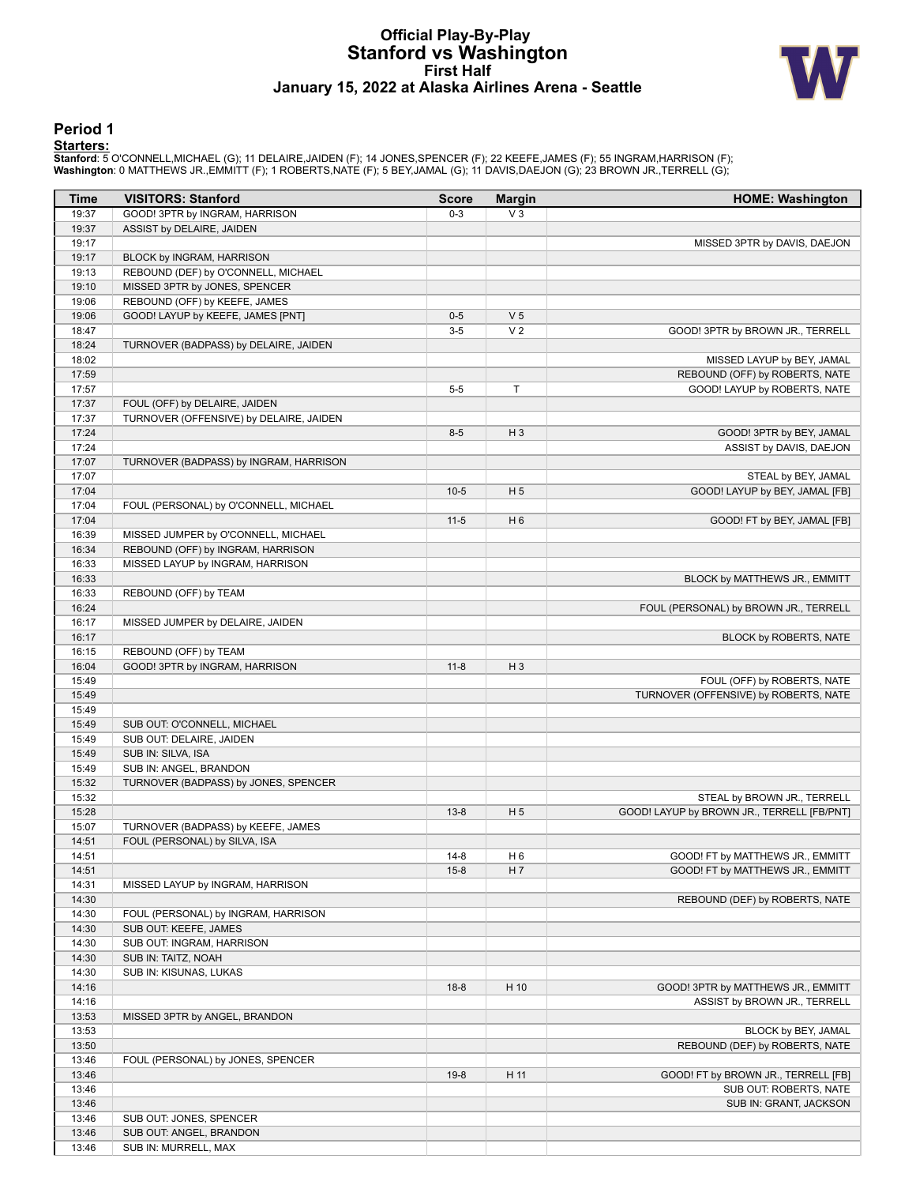# Official Play-By-Play
## Stanford vs Washington
### First Half
### January 15, 2022 at Alaska Airlines Arena - Seattle

## Period 1

**Starters:**

**Stanford**: 5 O'CONNELL,MICHAEL (G); 11 DELAIRE,JAIDEN (F); 14 JONES,SPENCER (F); 22 KEEFE,JAMES (F); 55 INGRAM,HARRISON (F);
**Washington**: 0 MATTHEWS JR.,EMMITT (F); 1 ROBERTS,NATE (F); 5 BEY,JAMAL (G); 11 DAVIS,DAEJON (G); 23 BROWN JR.,TERRELL (G);

| Time | VISITORS: Stanford | Score | Margin | HOME: Washington |
|---|---|---|---|---|
| 19:37 | GOOD! 3PTR by INGRAM, HARRISON | 0-3 | V 3 | |
| 19:37 | ASSIST by DELAIRE, JAIDEN | | | |
| 19:17 | | | | MISSED 3PTR by DAVIS, DAEJON |
| 19:17 | BLOCK by INGRAM, HARRISON | | | |
| 19:13 | REBOUND (DEF) by O'CONNELL, MICHAEL | | | |
| 19:10 | MISSED 3PTR by JONES, SPENCER | | | |
| 19:06 | REBOUND (OFF) by KEEFE, JAMES | | | |
| 19:06 | GOOD! LAYUP by KEEFE, JAMES [PNT] | 0-5 | V 5 | |
| 18:47 | | 3-5 | V 2 | GOOD! 3PTR by BROWN JR., TERRELL |
| 18:24 | TURNOVER (BADPASS) by DELAIRE, JAIDEN | | | |
| 18:02 | | | | MISSED LAYUP by BEY, JAMAL |
| 17:59 | | | | REBOUND (OFF) by ROBERTS, NATE |
| 17:57 | | 5-5 | T | GOOD! LAYUP by ROBERTS, NATE |
| 17:37 | FOUL (OFF) by DELAIRE, JAIDEN | | | |
| 17:37 | TURNOVER (OFFENSIVE) by DELAIRE, JAIDEN | | | |
| 17:24 | | 8-5 | H 3 | GOOD! 3PTR by BEY, JAMAL |
| 17:24 | | | | ASSIST by DAVIS, DAEJON |
| 17:07 | TURNOVER (BADPASS) by INGRAM, HARRISON | | | |
| 17:07 | | | | STEAL by BEY, JAMAL |
| 17:04 | | 10-5 | H 5 | GOOD! LAYUP by BEY, JAMAL [FB] |
| 17:04 | FOUL (PERSONAL) by O'CONNELL, MICHAEL | | | |
| 17:04 | | 11-5 | H 6 | GOOD! FT by BEY, JAMAL [FB] |
| 16:39 | MISSED JUMPER by O'CONNELL, MICHAEL | | | |
| 16:34 | REBOUND (OFF) by INGRAM, HARRISON | | | |
| 16:33 | MISSED LAYUP by INGRAM, HARRISON | | | |
| 16:33 | | | | BLOCK by MATTHEWS JR., EMMITT |
| 16:33 | REBOUND (OFF) by TEAM | | | |
| 16:24 | | | | FOUL (PERSONAL) by BROWN JR., TERRELL |
| 16:17 | MISSED JUMPER by DELAIRE, JAIDEN | | | |
| 16:17 | | | | BLOCK by ROBERTS, NATE |
| 16:15 | REBOUND (OFF) by TEAM | | | |
| 16:04 | GOOD! 3PTR by INGRAM, HARRISON | 11-8 | H 3 | |
| 15:49 | | | | FOUL (OFF) by ROBERTS, NATE |
| 15:49 | | | | TURNOVER (OFFENSIVE) by ROBERTS, NATE |
| 15:49 | | | | |
| 15:49 | SUB OUT: O'CONNELL, MICHAEL | | | |
| 15:49 | SUB OUT: DELAIRE, JAIDEN | | | |
| 15:49 | SUB IN: SILVA, ISA | | | |
| 15:49 | SUB IN: ANGEL, BRANDON | | | |
| 15:32 | TURNOVER (BADPASS) by JONES, SPENCER | | | |
| 15:32 | | | | STEAL by BROWN JR., TERRELL |
| 15:28 | | 13-8 | H 5 | GOOD! LAYUP by BROWN JR., TERRELL [FB/PNT] |
| 15:07 | TURNOVER (BADPASS) by KEEFE, JAMES | | | |
| 14:51 | FOUL (PERSONAL) by SILVA, ISA | | | |
| 14:51 | | 14-8 | H 6 | GOOD! FT by MATTHEWS JR., EMMITT |
| 14:51 | | 15-8 | H 7 | GOOD! FT by MATTHEWS JR., EMMITT |
| 14:31 | MISSED LAYUP by INGRAM, HARRISON | | | |
| 14:30 | | | | REBOUND (DEF) by ROBERTS, NATE |
| 14:30 | FOUL (PERSONAL) by INGRAM, HARRISON | | | |
| 14:30 | SUB OUT: KEEFE, JAMES | | | |
| 14:30 | SUB OUT: INGRAM, HARRISON | | | |
| 14:30 | SUB IN: TAITZ, NOAH | | | |
| 14:30 | SUB IN: KISUNAS, LUKAS | | | |
| 14:16 | | 18-8 | H 10 | GOOD! 3PTR by MATTHEWS JR., EMMITT |
| 14:16 | | | | ASSIST by BROWN JR., TERRELL |
| 13:53 | MISSED 3PTR by ANGEL, BRANDON | | | |
| 13:53 | | | | BLOCK by BEY, JAMAL |
| 13:50 | | | | REBOUND (DEF) by ROBERTS, NATE |
| 13:46 | FOUL (PERSONAL) by JONES, SPENCER | | | |
| 13:46 | | 19-8 | H 11 | GOOD! FT by BROWN JR., TERRELL [FB] |
| 13:46 | | | | SUB OUT: ROBERTS, NATE |
| 13:46 | | | | SUB IN: GRANT, JACKSON |
| 13:46 | SUB OUT: JONES, SPENCER | | | |
| 13:46 | SUB OUT: ANGEL, BRANDON | | | |
| 13:46 | SUB IN: MURRELL, MAX | | | |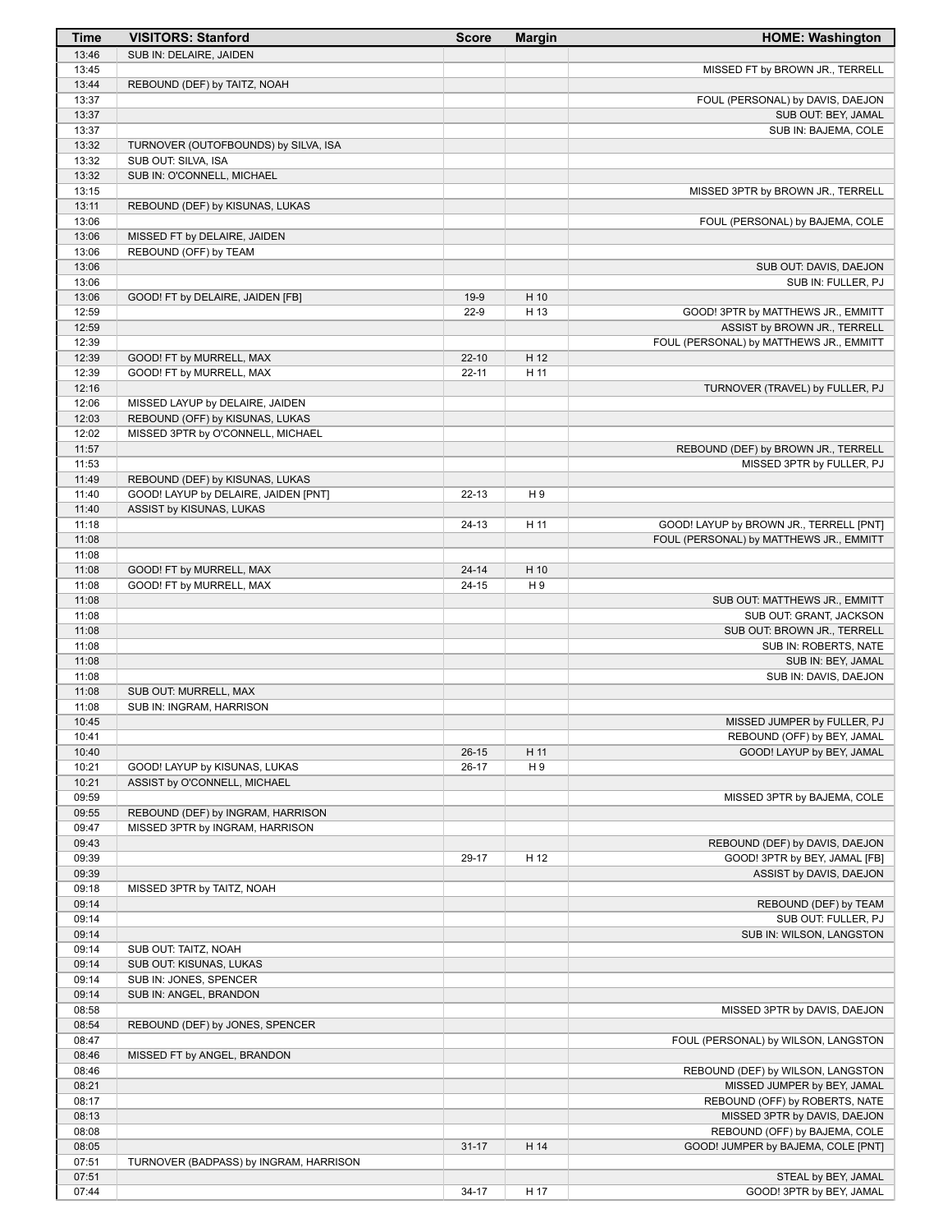| Time | VISITORS: Stanford | Score | Margin | HOME: Washington |
|---|---|---|---|---|
| 13:46 | SUB IN: DELAIRE, JAIDEN | | | |
| 13:45 | | | | MISSED FT by BROWN JR., TERRELL |
| 13:44 | REBOUND (DEF) by TAITZ, NOAH | | | |
| 13:37 | | | | FOUL (PERSONAL) by DAVIS, DAEJON |
| 13:37 | | | | SUB OUT: BEY, JAMAL |
| 13:37 | | | | SUB IN: BAJEMA, COLE |
| 13:32 | TURNOVER (OUTOFBOUNDS) by SILVA, ISA | | | |
| 13:32 | SUB OUT: SILVA, ISA | | | |
| 13:32 | SUB IN: O'CONNELL, MICHAEL | | | |
| 13:15 | | | | MISSED 3PTR by BROWN JR., TERRELL |
| 13:11 | REBOUND (DEF) by KISUNAS, LUKAS | | | |
| 13:06 | | | | FOUL (PERSONAL) by BAJEMA, COLE |
| 13:06 | MISSED FT by DELAIRE, JAIDEN | | | |
| 13:06 | REBOUND (OFF) by TEAM | | | |
| 13:06 | | | | SUB OUT: DAVIS, DAEJON |
| 13:06 | | | | SUB IN: FULLER, PJ |
| 13:06 | GOOD! FT by DELAIRE, JAIDEN [FB] | 19-9 | H 10 | |
| 12:59 | | 22-9 | H 13 | GOOD! 3PTR by MATTHEWS JR., EMMITT |
| 12:59 | | | | ASSIST by BROWN JR., TERRELL |
| 12:39 | | | | FOUL (PERSONAL) by MATTHEWS JR., EMMITT |
| 12:39 | GOOD! FT by MURRELL, MAX | 22-10 | H 12 | |
| 12:39 | GOOD! FT by MURRELL, MAX | 22-11 | H 11 | |
| 12:16 | | | | TURNOVER (TRAVEL) by FULLER, PJ |
| 12:06 | MISSED LAYUP by DELAIRE, JAIDEN | | | |
| 12:03 | REBOUND (OFF) by KISUNAS, LUKAS | | | |
| 12:02 | MISSED 3PTR by O'CONNELL, MICHAEL | | | |
| 11:57 | | | | REBOUND (DEF) by BROWN JR., TERRELL |
| 11:53 | | | | MISSED 3PTR by FULLER, PJ |
| 11:49 | REBOUND (DEF) by KISUNAS, LUKAS | | | |
| 11:40 | GOOD! LAYUP by DELAIRE, JAIDEN [PNT] | 22-13 | H 9 | |
| 11:40 | ASSIST by KISUNAS, LUKAS | | | |
| 11:18 | | 24-13 | H 11 | GOOD! LAYUP by BROWN JR., TERRELL [PNT] |
| 11:08 | | | | FOUL (PERSONAL) by MATTHEWS JR., EMMITT |
| 11:08 | | | | |
| 11:08 | GOOD! FT by MURRELL, MAX | 24-14 | H 10 | |
| 11:08 | GOOD! FT by MURRELL, MAX | 24-15 | H 9 | |
| 11:08 | | | | SUB OUT: MATTHEWS JR., EMMITT |
| 11:08 | | | | SUB OUT: GRANT, JACKSON |
| 11:08 | | | | SUB OUT: BROWN JR., TERRELL |
| 11:08 | | | | SUB IN: ROBERTS, NATE |
| 11:08 | | | | SUB IN: BEY, JAMAL |
| 11:08 | | | | SUB IN: DAVIS, DAEJON |
| 11:08 | SUB OUT: MURRELL, MAX | | | |
| 11:08 | SUB IN: INGRAM, HARRISON | | | |
| 10:45 | | | | MISSED JUMPER by FULLER, PJ |
| 10:41 | | | | REBOUND (OFF) by BEY, JAMAL |
| 10:40 | | 26-15 | H 11 | GOOD! LAYUP by BEY, JAMAL |
| 10:21 | GOOD! LAYUP by KISUNAS, LUKAS | 26-17 | H 9 | |
| 10:21 | ASSIST by O'CONNELL, MICHAEL | | | |
| 09:59 | | | | MISSED 3PTR by BAJEMA, COLE |
| 09:55 | REBOUND (DEF) by INGRAM, HARRISON | | | |
| 09:47 | MISSED 3PTR by INGRAM, HARRISON | | | |
| 09:43 | | | | REBOUND (DEF) by DAVIS, DAEJON |
| 09:39 | | 29-17 | H 12 | GOOD! 3PTR by BEY, JAMAL [FB] |
| 09:39 | | | | ASSIST by DAVIS, DAEJON |
| 09:18 | MISSED 3PTR by TAITZ, NOAH | | | |
| 09:14 | | | | REBOUND (DEF) by TEAM |
| 09:14 | | | | SUB OUT: FULLER, PJ |
| 09:14 | | | | SUB IN: WILSON, LANGSTON |
| 09:14 | SUB OUT: TAITZ, NOAH | | | |
| 09:14 | SUB OUT: KISUNAS, LUKAS | | | |
| 09:14 | SUB IN: JONES, SPENCER | | | |
| 09:14 | SUB IN: ANGEL, BRANDON | | | |
| 08:58 | | | | MISSED 3PTR by DAVIS, DAEJON |
| 08:54 | REBOUND (DEF) by JONES, SPENCER | | | |
| 08:47 | | | | FOUL (PERSONAL) by WILSON, LANGSTON |
| 08:46 | MISSED FT by ANGEL, BRANDON | | | |
| 08:46 | | | | REBOUND (DEF) by WILSON, LANGSTON |
| 08:21 | | | | MISSED JUMPER by BEY, JAMAL |
| 08:17 | | | | REBOUND (OFF) by ROBERTS, NATE |
| 08:13 | | | | MISSED 3PTR by DAVIS, DAEJON |
| 08:08 | | | | REBOUND (OFF) by BAJEMA, COLE |
| 08:05 | | 31-17 | H 14 | GOOD! JUMPER by BAJEMA, COLE [PNT] |
| 07:51 | TURNOVER (BADPASS) by INGRAM, HARRISON | | | |
| 07:51 | | | | STEAL by BEY, JAMAL |
| 07:44 | | 34-17 | H 17 | GOOD! 3PTR by BEY, JAMAL |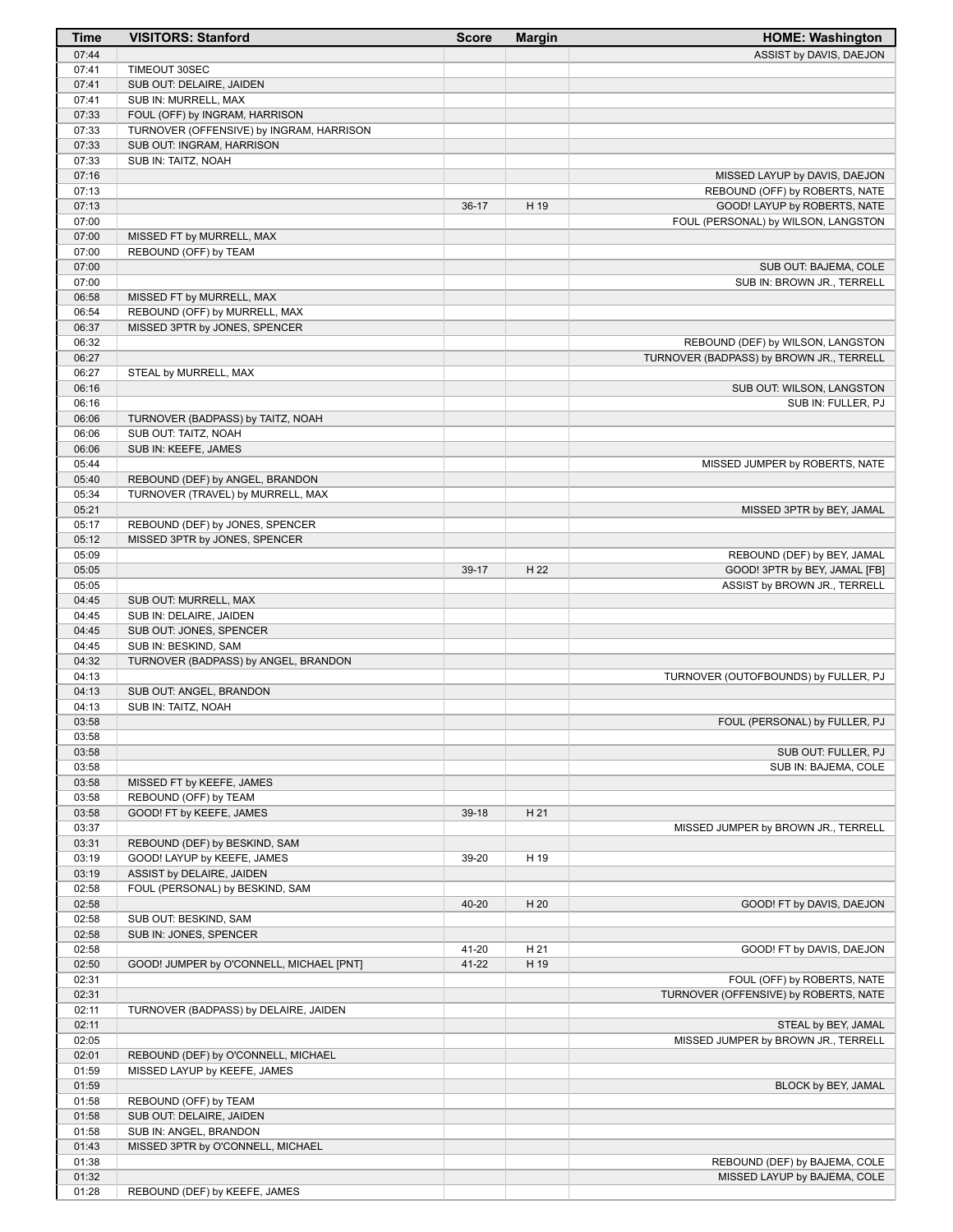| Time | VISITORS: Stanford | Score | Margin | HOME: Washington |
|---|---|---|---|---|
| 07:44 | | | | ASSIST by DAVIS, DAEJON |
| 07:41 | TIMEOUT 30SEC | | | |
| 07:41 | SUB OUT: DELAIRE, JAIDEN | | | |
| 07:41 | SUB IN: MURRELL, MAX | | | |
| 07:33 | FOUL (OFF) by INGRAM, HARRISON | | | |
| 07:33 | TURNOVER (OFFENSIVE) by INGRAM, HARRISON | | | |
| 07:33 | SUB OUT: INGRAM, HARRISON | | | |
| 07:33 | SUB IN: TAITZ, NOAH | | | |
| 07:16 | | | | MISSED LAYUP by DAVIS, DAEJON |
| 07:13 | | | | REBOUND (OFF) by ROBERTS, NATE |
| 07:13 | | 36-17 | H 19 | GOOD! LAYUP by ROBERTS, NATE |
| 07:00 | | | | FOUL (PERSONAL) by WILSON, LANGSTON |
| 07:00 | MISSED FT by MURRELL, MAX | | | |
| 07:00 | REBOUND (OFF) by TEAM | | | |
| 07:00 | | | | SUB OUT: BAJEMA, COLE |
| 07:00 | | | | SUB IN: BROWN JR., TERRELL |
| 06:58 | MISSED FT by MURRELL, MAX | | | |
| 06:54 | REBOUND (OFF) by MURRELL, MAX | | | |
| 06:37 | MISSED 3PTR by JONES, SPENCER | | | |
| 06:32 | | | | REBOUND (DEF) by WILSON, LANGSTON |
| 06:27 | | | | TURNOVER (BADPASS) by BROWN JR., TERRELL |
| 06:27 | STEAL by MURRELL, MAX | | | |
| 06:16 | | | | SUB OUT: WILSON, LANGSTON |
| 06:16 | | | | SUB IN: FULLER, PJ |
| 06:06 | TURNOVER (BADPASS) by TAITZ, NOAH | | | |
| 06:06 | SUB OUT: TAITZ, NOAH | | | |
| 06:06 | SUB IN: KEEFE, JAMES | | | |
| 05:44 | | | | MISSED JUMPER by ROBERTS, NATE |
| 05:40 | REBOUND (DEF) by ANGEL, BRANDON | | | |
| 05:34 | TURNOVER (TRAVEL) by MURRELL, MAX | | | |
| 05:21 | | | | MISSED 3PTR by BEY, JAMAL |
| 05:17 | REBOUND (DEF) by JONES, SPENCER | | | |
| 05:12 | MISSED 3PTR by JONES, SPENCER | | | |
| 05:09 | | | | REBOUND (DEF) by BEY, JAMAL |
| 05:05 | | 39-17 | H 22 | GOOD! 3PTR by BEY, JAMAL [FB] |
| 05:05 | | | | ASSIST by BROWN JR., TERRELL |
| 04:45 | SUB OUT: MURRELL, MAX | | | |
| 04:45 | SUB IN: DELAIRE, JAIDEN | | | |
| 04:45 | SUB OUT: JONES, SPENCER | | | |
| 04:45 | SUB IN: BESKIND, SAM | | | |
| 04:32 | TURNOVER (BADPASS) by ANGEL, BRANDON | | | |
| 04:13 | | | | TURNOVER (OUTOFBOUNDS) by FULLER, PJ |
| 04:13 | SUB OUT: ANGEL, BRANDON | | | |
| 04:13 | SUB IN: TAITZ, NOAH | | | |
| 03:58 | | | | FOUL (PERSONAL) by FULLER, PJ |
| 03:58 | | | | |
| 03:58 | | | | SUB OUT: FULLER, PJ |
| 03:58 | | | | SUB IN: BAJEMA, COLE |
| 03:58 | MISSED FT by KEEFE, JAMES | | | |
| 03:58 | REBOUND (OFF) by TEAM | | | |
| 03:58 | GOOD! FT by KEEFE, JAMES | 39-18 | H 21 | |
| 03:37 | | | | MISSED JUMPER by BROWN JR., TERRELL |
| 03:31 | REBOUND (DEF) by BESKIND, SAM | | | |
| 03:19 | GOOD! LAYUP by KEEFE, JAMES | 39-20 | H 19 | |
| 03:19 | ASSIST by DELAIRE, JAIDEN | | | |
| 02:58 | FOUL (PERSONAL) by BESKIND, SAM | | | |
| 02:58 | | 40-20 | H 20 | GOOD! FT by DAVIS, DAEJON |
| 02:58 | SUB OUT: BESKIND, SAM | | | |
| 02:58 | SUB IN: JONES, SPENCER | | | |
| 02:58 | | 41-20 | H 21 | GOOD! FT by DAVIS, DAEJON |
| 02:50 | GOOD! JUMPER by O'CONNELL, MICHAEL [PNT] | 41-22 | H 19 | |
| 02:31 | | | | FOUL (OFF) by ROBERTS, NATE |
| 02:31 | | | | TURNOVER (OFFENSIVE) by ROBERTS, NATE |
| 02:11 | TURNOVER (BADPASS) by DELAIRE, JAIDEN | | | |
| 02:11 | | | | STEAL by BEY, JAMAL |
| 02:05 | | | | MISSED JUMPER by BROWN JR., TERRELL |
| 02:01 | REBOUND (DEF) by O'CONNELL, MICHAEL | | | |
| 01:59 | MISSED LAYUP by KEEFE, JAMES | | | |
| 01:59 | | | | BLOCK by BEY, JAMAL |
| 01:58 | REBOUND (OFF) by TEAM | | | |
| 01:58 | SUB OUT: DELAIRE, JAIDEN | | | |
| 01:58 | SUB IN: ANGEL, BRANDON | | | |
| 01:43 | MISSED 3PTR by O'CONNELL, MICHAEL | | | |
| 01:38 | | | | REBOUND (DEF) by BAJEMA, COLE |
| 01:32 | | | | MISSED LAYUP by BAJEMA, COLE |
| 01:28 | REBOUND (DEF) by KEEFE, JAMES | | | |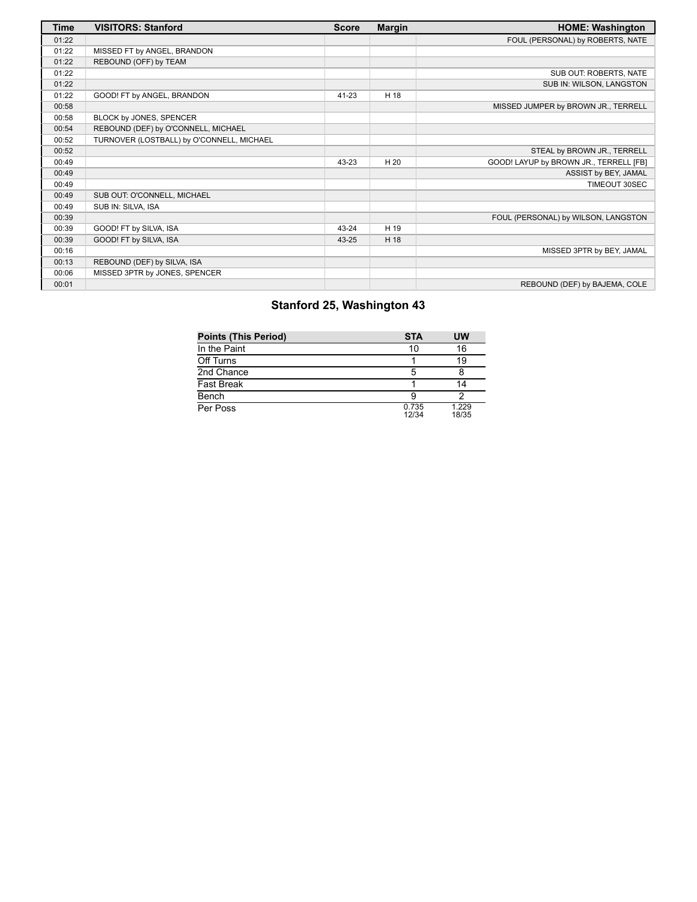| Time | VISITORS: Stanford | Score | Margin | HOME: Washington |
| --- | --- | --- | --- | --- |
| 01:22 | | | | FOUL (PERSONAL) by ROBERTS, NATE |
| 01:22 | MISSED FT by ANGEL, BRANDON | | | |
| 01:22 | REBOUND (OFF) by TEAM | | | |
| 01:22 | | | | SUB OUT: ROBERTS, NATE |
| 01:22 | | | | SUB IN: WILSON, LANGSTON |
| 01:22 | GOOD! FT by ANGEL, BRANDON | 41-23 | H 18 | |
| 00:58 | | | | MISSED JUMPER by BROWN JR., TERRELL |
| 00:58 | BLOCK by JONES, SPENCER | | | |
| 00:54 | REBOUND (DEF) by O'CONNELL, MICHAEL | | | |
| 00:52 | TURNOVER (LOSTBALL) by O'CONNELL, MICHAEL | | | |
| 00:52 | | | | STEAL by BROWN JR., TERRELL |
| 00:49 | | 43-23 | H 20 | GOOD! LAYUP by BROWN JR., TERRELL [FB] |
| 00:49 | | | | ASSIST by BEY, JAMAL |
| 00:49 | | | | TIMEOUT 30SEC |
| 00:49 | SUB OUT: O'CONNELL, MICHAEL | | | |
| 00:49 | SUB IN: SILVA, ISA | | | |
| 00:39 | | | | FOUL (PERSONAL) by WILSON, LANGSTON |
| 00:39 | GOOD! FT by SILVA, ISA | 43-24 | H 19 | |
| 00:39 | GOOD! FT by SILVA, ISA | 43-25 | H 18 | |
| 00:16 | | | | MISSED 3PTR by BEY, JAMAL |
| 00:13 | REBOUND (DEF) by SILVA, ISA | | | |
| 00:06 | MISSED 3PTR by JONES, SPENCER | | | |
| 00:01 | | | | REBOUND (DEF) by BAJEMA, COLE |

## Stanford 25, Washington 43

| Points (This Period) | STA | UW |
| --- | --- | --- |
| In the Paint | 10 | 16 |
| Off Turns | 1 | 19 |
| 2nd Chance | 5 | 8 |
| Fast Break | 1 | 14 |
| Bench | 9 | 2 |
| Per Poss | 0.735 12/34 | 1.229 18/35 |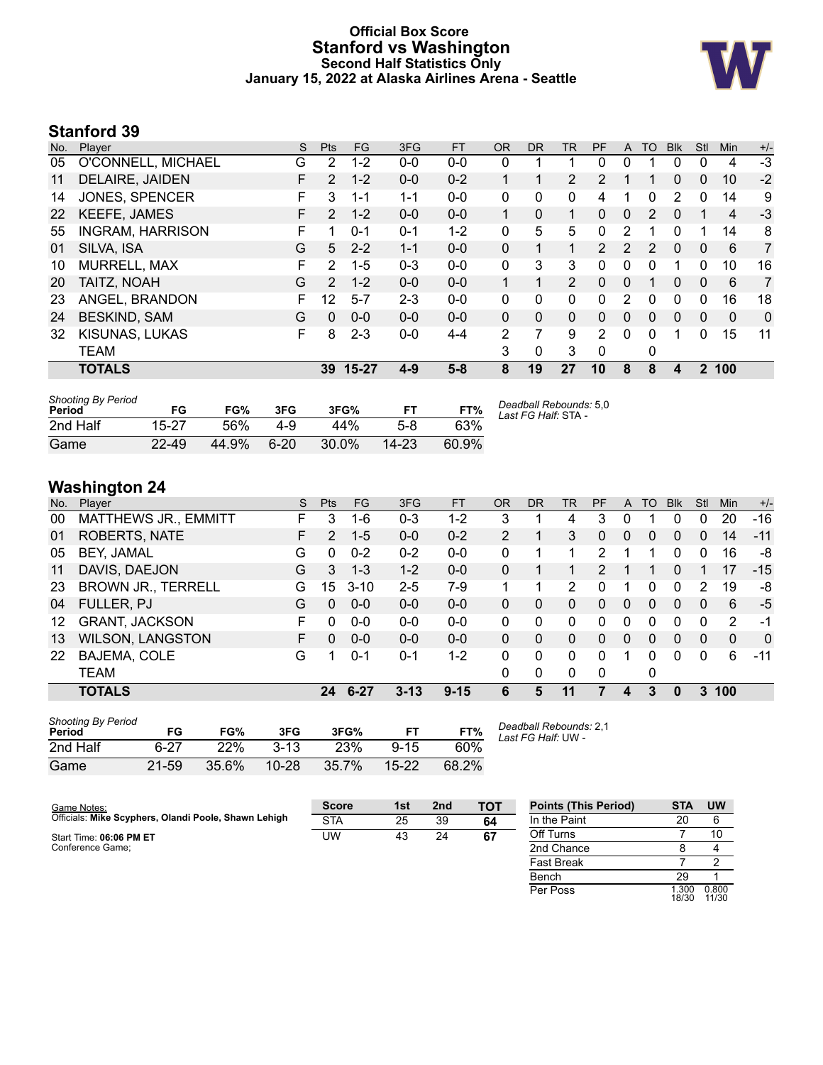# Official Box Score
## Stanford vs Washington
### Second Half Statistics Only
### January 15, 2022 at Alaska Airlines Arena - Seattle

## Stanford 39

| No. | Player | S | Pts | FG | 3FG | FT | OR | DR | TR | PF | A | TO | Blk | Stl | Min | +/- |
|---|---|---|---|---|---|---|---|---|---|---|---|---|---|---|---|---|
| 05 | O'CONNELL, MICHAEL | G | 2 | 1-2 | 0-0 | 0-0 | 0 | 1 | 1 | 0 | 0 | 1 | 0 | 0 | 4 | -3 |
| 11 | DELAIRE, JAIDEN | F | 2 | 1-2 | 0-0 | 0-2 | 1 | 1 | 2 | 2 | 1 | 1 | 0 | 0 | 10 | -2 |
| 14 | JONES, SPENCER | F | 3 | 1-1 | 1-1 | 0-0 | 0 | 0 | 0 | 4 | 1 | 0 | 2 | 0 | 14 | 9 |
| 22 | KEEFE, JAMES | F | 2 | 1-2 | 0-0 | 0-0 | 1 | 0 | 1 | 0 | 0 | 2 | 0 | 1 | 4 | -3 |
| 55 | INGRAM, HARRISON | F | 1 | 0-1 | 0-1 | 1-2 | 0 | 5 | 5 | 0 | 2 | 1 | 0 | 1 | 14 | 8 |
| 01 | SILVA, ISA | G | 5 | 2-2 | 1-1 | 0-0 | 0 | 1 | 1 | 2 | 2 | 2 | 0 | 0 | 6 | 7 |
| 10 | MURRELL, MAX | F | 2 | 1-5 | 0-3 | 0-0 | 0 | 3 | 3 | 0 | 0 | 0 | 1 | 0 | 10 | 16 |
| 20 | TAITZ, NOAH | G | 2 | 1-2 | 0-0 | 0-0 | 1 | 1 | 2 | 0 | 0 | 1 | 0 | 0 | 6 | 7 |
| 23 | ANGEL, BRANDON | F | 12 | 5-7 | 2-3 | 0-0 | 0 | 0 | 0 | 0 | 2 | 0 | 0 | 0 | 16 | 18 |
| 24 | BESKIND, SAM | G | 0 | 0-0 | 0-0 | 0-0 | 0 | 0 | 0 | 0 | 0 | 0 | 0 | 0 | 0 | 0 |
| 32 | KISUNAS, LUKAS | F | 8 | 2-3 | 0-0 | 4-4 | 2 | 7 | 9 | 2 | 0 | 0 | 1 | 0 | 15 | 11 |
| | TEAM | | | | | | 3 | 0 | 3 | 0 | | 0 | | | | |
| | **TOTALS** | | **39** | **15-27** | **4-9** | **5-8** | **8** | **19** | **27** | **10** | **8** | **8** | **4** | **2** | **100** | |

*Shooting By Period*

| Period | FG | FG% | 3FG | 3FG% | FT | FT% |
|---|---|---|---|---|---|---|
| 2nd Half | 15-27 | 56% | 4-9 | 44% | 5-8 | 63% |
| Game | 22-49 | 44.9% | 6-20 | 30.0% | 14-23 | 60.9% |

*Deadball Rebounds:* 5,0
*Last FG Half:* STA -

## Washington 24

| No. | Player | S | Pts | FG | 3FG | FT | OR | DR | TR | PF | A | TO | Blk | Stl | Min | +/- |
|---|---|---|---|---|---|---|---|---|---|---|---|---|---|---|---|---|
| 00 | MATTHEWS JR., EMMITT | F | 3 | 1-6 | 0-3 | 1-2 | 3 | 1 | 4 | 3 | 0 | 1 | 0 | 0 | 20 | -16 |
| 01 | ROBERTS, NATE | F | 2 | 1-5 | 0-0 | 0-2 | 2 | 1 | 3 | 0 | 0 | 0 | 0 | 0 | 14 | -11 |
| 05 | BEY, JAMAL | G | 0 | 0-2 | 0-2 | 0-0 | 0 | 1 | 1 | 2 | 1 | 1 | 0 | 0 | 16 | -8 |
| 11 | DAVIS, DAEJON | G | 3 | 1-3 | 1-2 | 0-0 | 0 | 1 | 1 | 2 | 1 | 1 | 0 | 1 | 17 | -15 |
| 23 | BROWN JR., TERRELL | G | 15 | 3-10 | 2-5 | 7-9 | 1 | 1 | 2 | 0 | 1 | 0 | 0 | 2 | 19 | -8 |
| 04 | FULLER, PJ | G | 0 | 0-0 | 0-0 | 0-0 | 0 | 0 | 0 | 0 | 0 | 0 | 0 | 0 | 6 | -5 |
| 12 | GRANT, JACKSON | F | 0 | 0-0 | 0-0 | 0-0 | 0 | 0 | 0 | 0 | 0 | 0 | 0 | 0 | 2 | -1 |
| 13 | WILSON, LANGSTON | F | 0 | 0-0 | 0-0 | 0-0 | 0 | 0 | 0 | 0 | 0 | 0 | 0 | 0 | 0 | 0 |
| 22 | BAJEMA, COLE | G | 1 | 0-1 | 0-1 | 1-2 | 0 | 0 | 0 | 0 | 1 | 0 | 0 | 0 | 6 | -11 |
| | TEAM | | | | | | 0 | 0 | 0 | 0 | | 0 | | | | |
| | **TOTALS** | | **24** | **6-27** | **3-13** | **9-15** | **6** | **5** | **11** | **7** | **4** | **3** | **0** | **3** | **100** | |

*Shooting By Period*

| Period | FG | FG% | 3FG | 3FG% | FT | FT% |
|---|---|---|---|---|---|---|
| 2nd Half | 6-27 | 22% | 3-13 | 23% | 9-15 | 60% |
| Game | 21-59 | 35.6% | 10-28 | 35.7% | 15-22 | 68.2% |

*Deadball Rebounds:* 2,1
*Last FG Half:* UW -

Game Notes:
Officials: **Mike Scyphers, Olandi Poole, Shawn Lehigh**

Start Time: **06:06 PM ET**
Conference Game;

| Score | 1st | 2nd | TOT |
|---|---|---|---|
| STA | 25 | 39 | **64** |
| UW | 43 | 24 | **67** |

| Points (This Period) | STA | UW |
|---|---|---|
| In the Paint | 20 | 6 |
| Off Turns | 7 | 10 |
| 2nd Chance | 8 | 4 |
| Fast Break | 7 | 2 |
| Bench | 29 | 1 |
| Per Poss | 1.300 18/30 | 0.800 11/30 |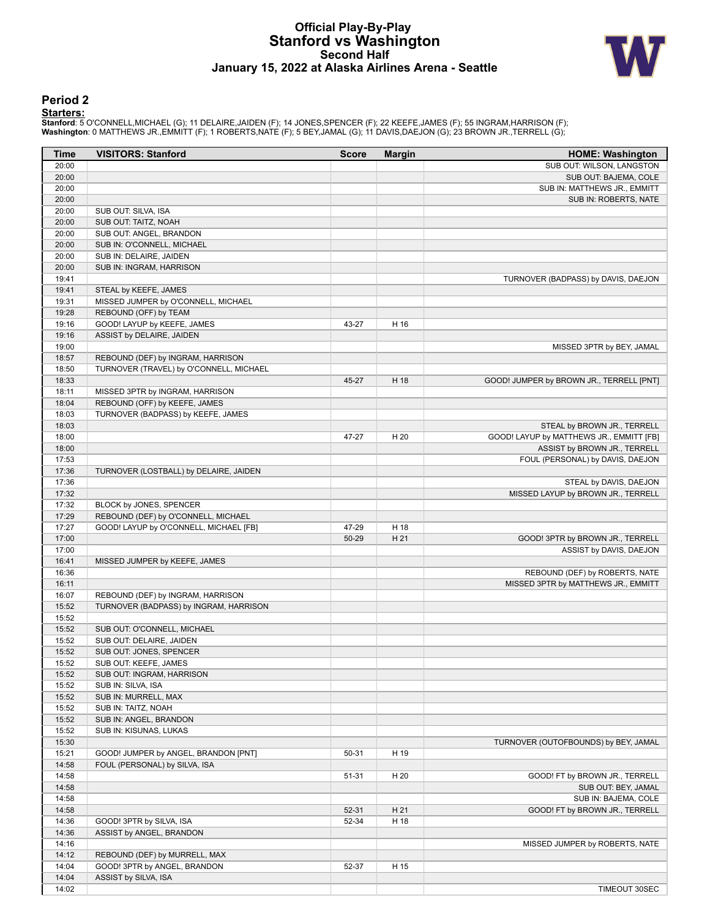# Official Play-By-Play
## Stanford vs Washington
### Second Half
### January 15, 2022 at Alaska Airlines Arena - Seattle

## Period 2

**Starters:**

**Stanford**: 5 O'CONNELL,MICHAEL (G); 11 DELAIRE,JAIDEN (F); 14 JONES,SPENCER (F); 22 KEEFE,JAMES (F); 55 INGRAM,HARRISON (F);
**Washington**: 0 MATTHEWS JR.,EMMITT (F); 1 ROBERTS,NATE (F); 5 BEY,JAMAL (G); 11 DAVIS,DAEJON (G); 23 BROWN JR.,TERRELL (G);

| Time | VISITORS: Stanford | Score | Margin | HOME: Washington |
|---|---|---|---|---|
| 20:00 | | | | SUB OUT: WILSON, LANGSTON |
| 20:00 | | | | SUB OUT: BAJEMA, COLE |
| 20:00 | | | | SUB IN: MATTHEWS JR., EMMITT |
| 20:00 | | | | SUB IN: ROBERTS, NATE |
| 20:00 | SUB OUT: SILVA, ISA | | | |
| 20:00 | SUB OUT: TAITZ, NOAH | | | |
| 20:00 | SUB OUT: ANGEL, BRANDON | | | |
| 20:00 | SUB IN: O'CONNELL, MICHAEL | | | |
| 20:00 | SUB IN: DELAIRE, JAIDEN | | | |
| 20:00 | SUB IN: INGRAM, HARRISON | | | |
| 19:41 | | | | TURNOVER (BADPASS) by DAVIS, DAEJON |
| 19:41 | STEAL by KEEFE, JAMES | | | |
| 19:31 | MISSED JUMPER by O'CONNELL, MICHAEL | | | |
| 19:28 | REBOUND (OFF) by TEAM | | | |
| 19:16 | GOOD! LAYUP by KEEFE, JAMES | 43-27 | H 16 | |
| 19:16 | ASSIST by DELAIRE, JAIDEN | | | |
| 19:00 | | | | MISSED 3PTR by BEY, JAMAL |
| 18:57 | REBOUND (DEF) by INGRAM, HARRISON | | | |
| 18:50 | TURNOVER (TRAVEL) by O'CONNELL, MICHAEL | | | |
| 18:33 | | 45-27 | H 18 | GOOD! JUMPER by BROWN JR., TERRELL [PNT] |
| 18:11 | MISSED 3PTR by INGRAM, HARRISON | | | |
| 18:04 | REBOUND (OFF) by KEEFE, JAMES | | | |
| 18:03 | TURNOVER (BADPASS) by KEEFE, JAMES | | | |
| 18:03 | | | | STEAL by BROWN JR., TERRELL |
| 18:00 | | 47-27 | H 20 | GOOD! LAYUP by MATTHEWS JR., EMMITT [FB] |
| 18:00 | | | | ASSIST by BROWN JR., TERRELL |
| 17:53 | | | | FOUL (PERSONAL) by DAVIS, DAEJON |
| 17:36 | TURNOVER (LOSTBALL) by DELAIRE, JAIDEN | | | |
| 17:36 | | | | STEAL by DAVIS, DAEJON |
| 17:32 | | | | MISSED LAYUP by BROWN JR., TERRELL |
| 17:32 | BLOCK by JONES, SPENCER | | | |
| 17:29 | REBOUND (DEF) by O'CONNELL, MICHAEL | | | |
| 17:27 | GOOD! LAYUP by O'CONNELL, MICHAEL [FB] | 47-29 | H 18 | |
| 17:00 | | 50-29 | H 21 | GOOD! 3PTR by BROWN JR., TERRELL |
| 17:00 | | | | ASSIST by DAVIS, DAEJON |
| 16:41 | MISSED JUMPER by KEEFE, JAMES | | | |
| 16:36 | | | | REBOUND (DEF) by ROBERTS, NATE |
| 16:11 | | | | MISSED 3PTR by MATTHEWS JR., EMMITT |
| 16:07 | REBOUND (DEF) by INGRAM, HARRISON | | | |
| 15:52 | TURNOVER (BADPASS) by INGRAM, HARRISON | | | |
| 15:52 | | | | |
| 15:52 | SUB OUT: O'CONNELL, MICHAEL | | | |
| 15:52 | SUB OUT: DELAIRE, JAIDEN | | | |
| 15:52 | SUB OUT: JONES, SPENCER | | | |
| 15:52 | SUB OUT: KEEFE, JAMES | | | |
| 15:52 | SUB OUT: INGRAM, HARRISON | | | |
| 15:52 | SUB IN: SILVA, ISA | | | |
| 15:52 | SUB IN: MURRELL, MAX | | | |
| 15:52 | SUB IN: TAITZ, NOAH | | | |
| 15:52 | SUB IN: ANGEL, BRANDON | | | |
| 15:52 | SUB IN: KISUNAS, LUKAS | | | |
| 15:30 | | | | TURNOVER (OUTOFBOUNDS) by BEY, JAMAL |
| 15:21 | GOOD! JUMPER by ANGEL, BRANDON [PNT] | 50-31 | H 19 | |
| 14:58 | FOUL (PERSONAL) by SILVA, ISA | | | |
| 14:58 | | 51-31 | H 20 | GOOD! FT by BROWN JR., TERRELL |
| 14:58 | | | | SUB OUT: BEY, JAMAL |
| 14:58 | | | | SUB IN: BAJEMA, COLE |
| 14:58 | | 52-31 | H 21 | GOOD! FT by BROWN JR., TERRELL |
| 14:36 | GOOD! 3PTR by SILVA, ISA | 52-34 | H 18 | |
| 14:36 | ASSIST by ANGEL, BRANDON | | | |
| 14:16 | | | | MISSED JUMPER by ROBERTS, NATE |
| 14:12 | REBOUND (DEF) by MURRELL, MAX | | | |
| 14:04 | GOOD! 3PTR by ANGEL, BRANDON | 52-37 | H 15 | |
| 14:04 | ASSIST by SILVA, ISA | | | |
| 14:02 | | | | TIMEOUT 30SEC |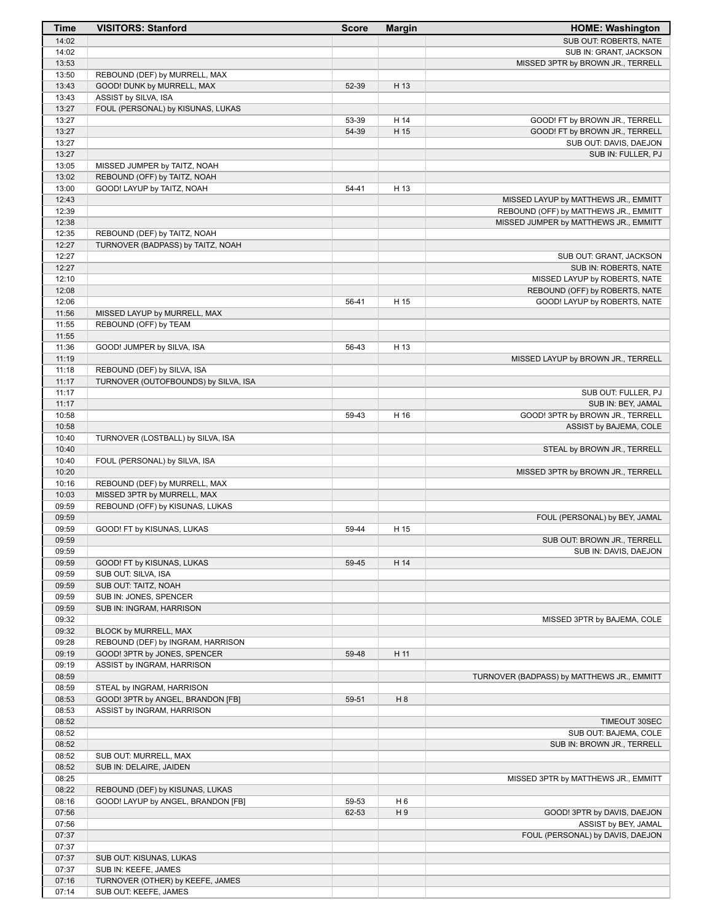| Time | VISITORS: Stanford | Score | Margin | HOME: Washington |
|---|---|---|---|---|
| 14:02 | | | | SUB OUT: ROBERTS, NATE |
| 14:02 | | | | SUB IN: GRANT, JACKSON |
| 13:53 | | | | MISSED 3PTR by BROWN JR., TERRELL |
| 13:50 | REBOUND (DEF) by MURRELL, MAX | | | |
| 13:43 | GOOD! DUNK by MURRELL, MAX | 52-39 | H 13 | |
| 13:43 | ASSIST by SILVA, ISA | | | |
| 13:27 | FOUL (PERSONAL) by KISUNAS, LUKAS | | | |
| 13:27 | | 53-39 | H 14 | GOOD! FT by BROWN JR., TERRELL |
| 13:27 | | 54-39 | H 15 | GOOD! FT by BROWN JR., TERRELL |
| 13:27 | | | | SUB OUT: DAVIS, DAEJON |
| 13:27 | | | | SUB IN: FULLER, PJ |
| 13:05 | MISSED JUMPER by TAITZ, NOAH | | | |
| 13:02 | REBOUND (OFF) by TAITZ, NOAH | | | |
| 13:00 | GOOD! LAYUP by TAITZ, NOAH | 54-41 | H 13 | |
| 12:43 | | | | MISSED LAYUP by MATTHEWS JR., EMMITT |
| 12:39 | | | | REBOUND (OFF) by MATTHEWS JR., EMMITT |
| 12:38 | | | | MISSED JUMPER by MATTHEWS JR., EMMITT |
| 12:35 | REBOUND (DEF) by TAITZ, NOAH | | | |
| 12:27 | TURNOVER (BADPASS) by TAITZ, NOAH | | | |
| 12:27 | | | | SUB OUT: GRANT, JACKSON |
| 12:27 | | | | SUB IN: ROBERTS, NATE |
| 12:10 | | | | MISSED LAYUP by ROBERTS, NATE |
| 12:08 | | | | REBOUND (OFF) by ROBERTS, NATE |
| 12:06 | | 56-41 | H 15 | GOOD! LAYUP by ROBERTS, NATE |
| 11:56 | MISSED LAYUP by MURRELL, MAX | | | |
| 11:55 | REBOUND (OFF) by TEAM | | | |
| 11:55 | | | | |
| 11:36 | GOOD! JUMPER by SILVA, ISA | 56-43 | H 13 | |
| 11:19 | | | | MISSED LAYUP by BROWN JR., TERRELL |
| 11:18 | REBOUND (DEF) by SILVA, ISA | | | |
| 11:17 | TURNOVER (OUTOFBOUNDS) by SILVA, ISA | | | |
| 11:17 | | | | SUB OUT: FULLER, PJ |
| 11:17 | | | | SUB IN: BEY, JAMAL |
| 10:58 | | 59-43 | H 16 | GOOD! 3PTR by BROWN JR., TERRELL |
| 10:58 | | | | ASSIST by BAJEMA, COLE |
| 10:40 | TURNOVER (LOSTBALL) by SILVA, ISA | | | |
| 10:40 | | | | STEAL by BROWN JR., TERRELL |
| 10:40 | FOUL (PERSONAL) by SILVA, ISA | | | |
| 10:20 | | | | MISSED 3PTR by BROWN JR., TERRELL |
| 10:16 | REBOUND (DEF) by MURRELL, MAX | | | |
| 10:03 | MISSED 3PTR by MURRELL, MAX | | | |
| 09:59 | REBOUND (OFF) by KISUNAS, LUKAS | | | |
| 09:59 | | | | FOUL (PERSONAL) by BEY, JAMAL |
| 09:59 | GOOD! FT by KISUNAS, LUKAS | 59-44 | H 15 | |
| 09:59 | | | | SUB OUT: BROWN JR., TERRELL |
| 09:59 | | | | SUB IN: DAVIS, DAEJON |
| 09:59 | GOOD! FT by KISUNAS, LUKAS | 59-45 | H 14 | |
| 09:59 | SUB OUT: SILVA, ISA | | | |
| 09:59 | SUB OUT: TAITZ, NOAH | | | |
| 09:59 | SUB IN: JONES, SPENCER | | | |
| 09:59 | SUB IN: INGRAM, HARRISON | | | |
| 09:32 | | | | MISSED 3PTR by BAJEMA, COLE |
| 09:32 | BLOCK by MURRELL, MAX | | | |
| 09:28 | REBOUND (DEF) by INGRAM, HARRISON | | | |
| 09:19 | GOOD! 3PTR by JONES, SPENCER | 59-48 | H 11 | |
| 09:19 | ASSIST by INGRAM, HARRISON | | | |
| 08:59 | | | | TURNOVER (BADPASS) by MATTHEWS JR., EMMITT |
| 08:59 | STEAL by INGRAM, HARRISON | | | |
| 08:53 | GOOD! 3PTR by ANGEL, BRANDON [FB] | 59-51 | H 8 | |
| 08:53 | ASSIST by INGRAM, HARRISON | | | |
| 08:52 | | | | TIMEOUT 30SEC |
| 08:52 | | | | SUB OUT: BAJEMA, COLE |
| 08:52 | | | | SUB IN: BROWN JR., TERRELL |
| 08:52 | SUB OUT: MURRELL, MAX | | | |
| 08:52 | SUB IN: DELAIRE, JAIDEN | | | |
| 08:25 | | | | MISSED 3PTR by MATTHEWS JR., EMMITT |
| 08:22 | REBOUND (DEF) by KISUNAS, LUKAS | | | |
| 08:16 | GOOD! LAYUP by ANGEL, BRANDON [FB] | 59-53 | H 6 | |
| 07:56 | | 62-53 | H 9 | GOOD! 3PTR by DAVIS, DAEJON |
| 07:56 | | | | ASSIST by BEY, JAMAL |
| 07:37 | | | | FOUL (PERSONAL) by DAVIS, DAEJON |
| 07:37 | | | | |
| 07:37 | SUB OUT: KISUNAS, LUKAS | | | |
| 07:37 | SUB IN: KEEFE, JAMES | | | |
| 07:16 | TURNOVER (OTHER) by KEEFE, JAMES | | | |
| 07:14 | SUB OUT: KEEFE, JAMES | | | |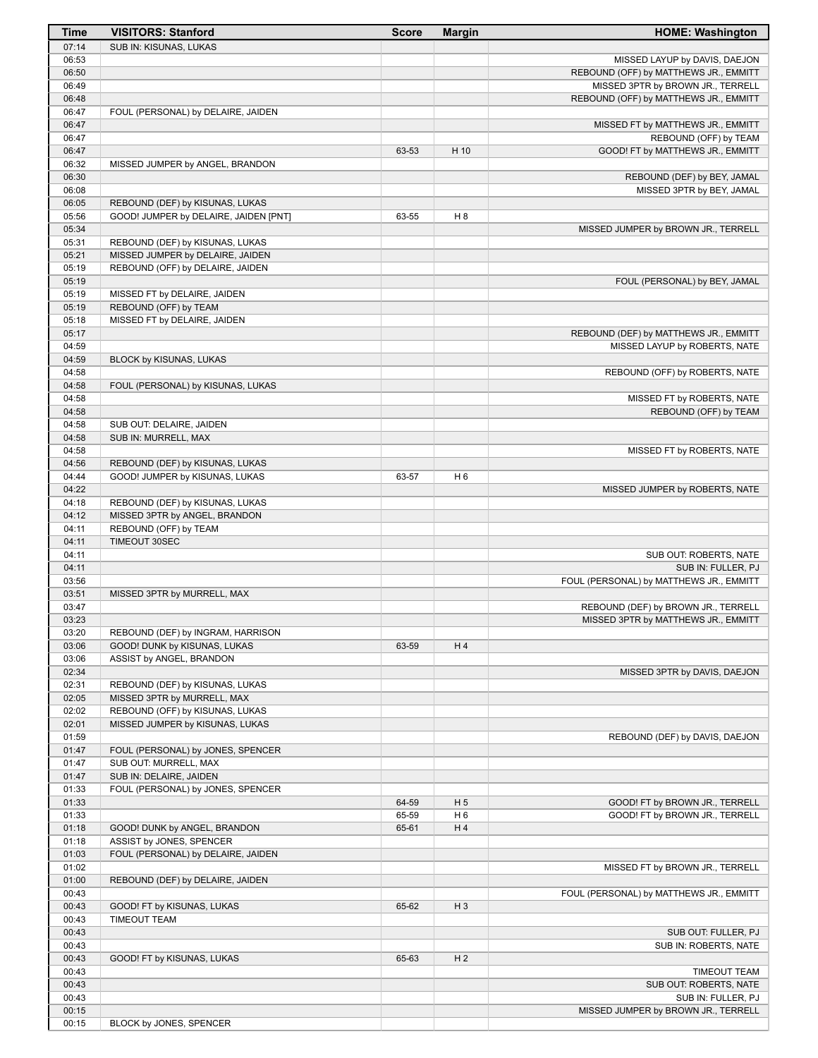| Time | VISITORS: Stanford | Score | Margin | HOME: Washington |
|---|---|---|---|---|
| 07:14 | SUB IN: KISUNAS, LUKAS | | | |
| 06:53 | | | | MISSED LAYUP by DAVIS, DAEJON |
| 06:50 | | | | REBOUND (OFF) by MATTHEWS JR., EMMITT |
| 06:49 | | | | MISSED 3PTR by BROWN JR., TERRELL |
| 06:48 | | | | REBOUND (OFF) by MATTHEWS JR., EMMITT |
| 06:47 | FOUL (PERSONAL) by DELAIRE, JAIDEN | | | |
| 06:47 | | | | MISSED FT by MATTHEWS JR., EMMITT |
| 06:47 | | | | REBOUND (OFF) by TEAM |
| 06:47 | | 63-53 | H 10 | GOOD! FT by MATTHEWS JR., EMMITT |
| 06:32 | MISSED JUMPER by ANGEL, BRANDON | | | |
| 06:30 | | | | REBOUND (DEF) by BEY, JAMAL |
| 06:08 | | | | MISSED 3PTR by BEY, JAMAL |
| 06:05 | REBOUND (DEF) by KISUNAS, LUKAS | | | |
| 05:56 | GOOD! JUMPER by DELAIRE, JAIDEN [PNT] | 63-55 | H 8 | |
| 05:34 | | | | MISSED JUMPER by BROWN JR., TERRELL |
| 05:31 | REBOUND (DEF) by KISUNAS, LUKAS | | | |
| 05:21 | MISSED JUMPER by DELAIRE, JAIDEN | | | |
| 05:19 | REBOUND (OFF) by DELAIRE, JAIDEN | | | |
| 05:19 | | | | FOUL (PERSONAL) by BEY, JAMAL |
| 05:19 | MISSED FT by DELAIRE, JAIDEN | | | |
| 05:19 | REBOUND (OFF) by TEAM | | | |
| 05:18 | MISSED FT by DELAIRE, JAIDEN | | | |
| 05:17 | | | | REBOUND (DEF) by MATTHEWS JR., EMMITT |
| 04:59 | | | | MISSED LAYUP by ROBERTS, NATE |
| 04:59 | BLOCK by KISUNAS, LUKAS | | | |
| 04:58 | | | | REBOUND (OFF) by ROBERTS, NATE |
| 04:58 | FOUL (PERSONAL) by KISUNAS, LUKAS | | | |
| 04:58 | | | | MISSED FT by ROBERTS, NATE |
| 04:58 | | | | REBOUND (OFF) by TEAM |
| 04:58 | SUB OUT: DELAIRE, JAIDEN | | | |
| 04:58 | SUB IN: MURRELL, MAX | | | |
| 04:58 | | | | MISSED FT by ROBERTS, NATE |
| 04:56 | REBOUND (DEF) by KISUNAS, LUKAS | | | |
| 04:44 | GOOD! JUMPER by KISUNAS, LUKAS | 63-57 | H 6 | |
| 04:22 | | | | MISSED JUMPER by ROBERTS, NATE |
| 04:18 | REBOUND (DEF) by KISUNAS, LUKAS | | | |
| 04:12 | MISSED 3PTR by ANGEL, BRANDON | | | |
| 04:11 | REBOUND (OFF) by TEAM | | | |
| 04:11 | TIMEOUT 30SEC | | | |
| 04:11 | | | | SUB OUT: ROBERTS, NATE |
| 04:11 | | | | SUB IN: FULLER, PJ |
| 03:56 | | | | FOUL (PERSONAL) by MATTHEWS JR., EMMITT |
| 03:51 | MISSED 3PTR by MURRELL, MAX | | | |
| 03:47 | | | | REBOUND (DEF) by BROWN JR., TERRELL |
| 03:23 | | | | MISSED 3PTR by MATTHEWS JR., EMMITT |
| 03:20 | REBOUND (DEF) by INGRAM, HARRISON | | | |
| 03:06 | GOOD! DUNK by KISUNAS, LUKAS | 63-59 | H 4 | |
| 03:06 | ASSIST by ANGEL, BRANDON | | | |
| 02:34 | | | | MISSED 3PTR by DAVIS, DAEJON |
| 02:31 | REBOUND (DEF) by KISUNAS, LUKAS | | | |
| 02:05 | MISSED 3PTR by MURRELL, MAX | | | |
| 02:02 | REBOUND (OFF) by KISUNAS, LUKAS | | | |
| 02:01 | MISSED JUMPER by KISUNAS, LUKAS | | | |
| 01:59 | | | | REBOUND (DEF) by DAVIS, DAEJON |
| 01:47 | FOUL (PERSONAL) by JONES, SPENCER | | | |
| 01:47 | SUB OUT: MURRELL, MAX | | | |
| 01:47 | SUB IN: DELAIRE, JAIDEN | | | |
| 01:33 | FOUL (PERSONAL) by JONES, SPENCER | | | |
| 01:33 | | 64-59 | H 5 | GOOD! FT by BROWN JR., TERRELL |
| 01:33 | | 65-59 | H 6 | GOOD! FT by BROWN JR., TERRELL |
| 01:18 | GOOD! DUNK by ANGEL, BRANDON | 65-61 | H 4 | |
| 01:18 | ASSIST by JONES, SPENCER | | | |
| 01:03 | FOUL (PERSONAL) by DELAIRE, JAIDEN | | | |
| 01:02 | | | | MISSED FT by BROWN JR., TERRELL |
| 01:00 | REBOUND (DEF) by DELAIRE, JAIDEN | | | |
| 00:43 | | | | FOUL (PERSONAL) by MATTHEWS JR., EMMITT |
| 00:43 | GOOD! FT by KISUNAS, LUKAS | 65-62 | H 3 | |
| 00:43 | TIMEOUT TEAM | | | |
| 00:43 | | | | SUB OUT: FULLER, PJ |
| 00:43 | | | | SUB IN: ROBERTS, NATE |
| 00:43 | GOOD! FT by KISUNAS, LUKAS | 65-63 | H 2 | |
| 00:43 | | | | TIMEOUT TEAM |
| 00:43 | | | | SUB OUT: ROBERTS, NATE |
| 00:43 | | | | SUB IN: FULLER, PJ |
| 00:15 | | | | MISSED JUMPER by BROWN JR., TERRELL |
| 00:15 | BLOCK by JONES, SPENCER | | | |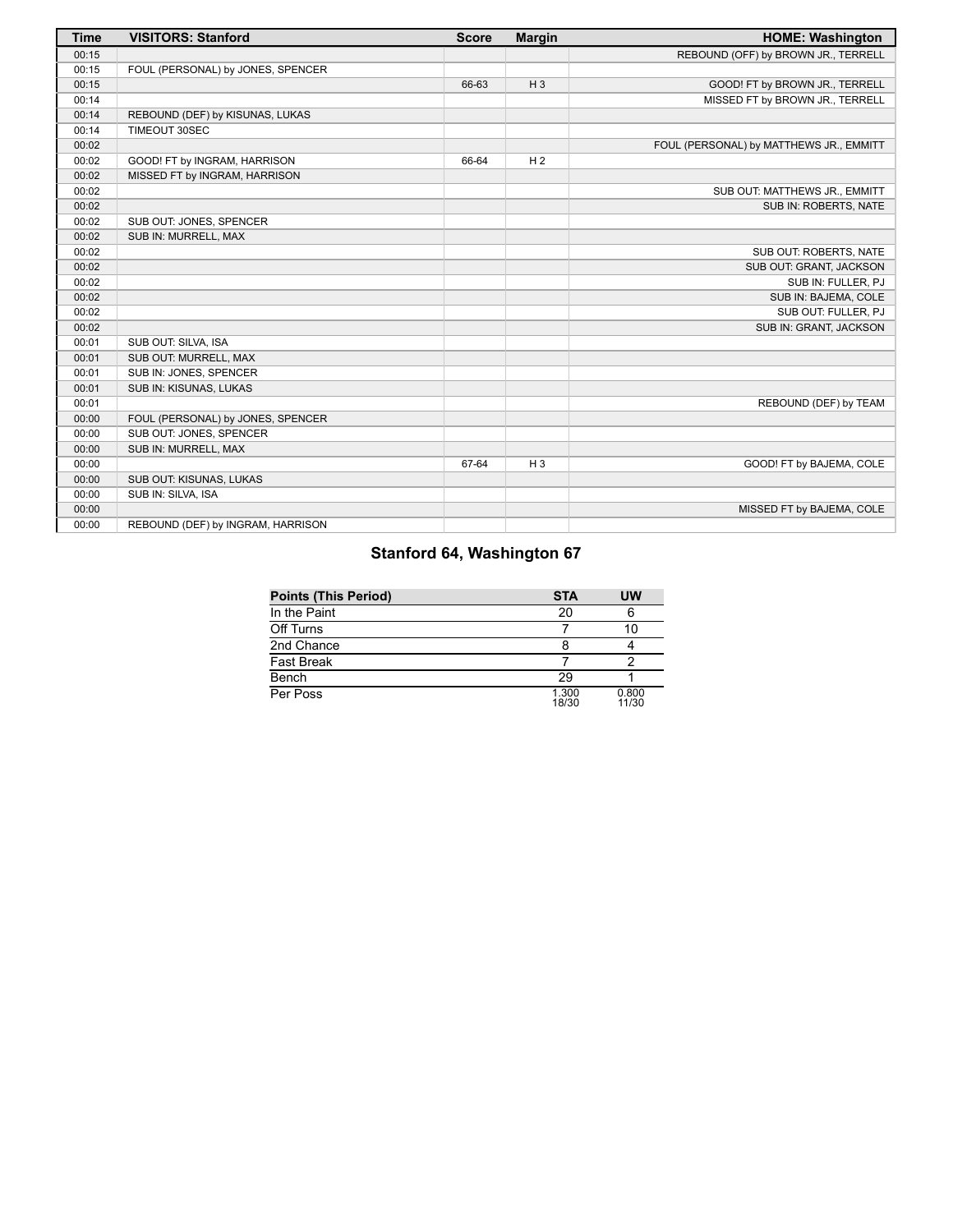| Time | VISITORS: Stanford | Score | Margin | HOME: Washington |
| --- | --- | --- | --- | --- |
| 00:15 | | | | REBOUND (OFF) by BROWN JR., TERRELL |
| 00:15 | FOUL (PERSONAL) by JONES, SPENCER | | | |
| 00:15 | | 66-63 | H 3 | GOOD! FT by BROWN JR., TERRELL |
| 00:14 | | | | MISSED FT by BROWN JR., TERRELL |
| 00:14 | REBOUND (DEF) by KISUNAS, LUKAS | | | |
| 00:14 | TIMEOUT 30SEC | | | |
| 00:02 | | | | FOUL (PERSONAL) by MATTHEWS JR., EMMITT |
| 00:02 | GOOD! FT by INGRAM, HARRISON | 66-64 | H 2 | |
| 00:02 | MISSED FT by INGRAM, HARRISON | | | |
| 00:02 | | | | SUB OUT: MATTHEWS JR., EMMITT |
| 00:02 | | | | SUB IN: ROBERTS, NATE |
| 00:02 | SUB OUT: JONES, SPENCER | | | |
| 00:02 | SUB IN: MURRELL, MAX | | | |
| 00:02 | | | | SUB OUT: ROBERTS, NATE |
| 00:02 | | | | SUB OUT: GRANT, JACKSON |
| 00:02 | | | | SUB IN: FULLER, PJ |
| 00:02 | | | | SUB IN: BAJEMA, COLE |
| 00:02 | | | | SUB OUT: FULLER, PJ |
| 00:02 | | | | SUB IN: GRANT, JACKSON |
| 00:01 | SUB OUT: SILVA, ISA | | | |
| 00:01 | SUB OUT: MURRELL, MAX | | | |
| 00:01 | SUB IN: JONES, SPENCER | | | |
| 00:01 | SUB IN: KISUNAS, LUKAS | | | |
| 00:01 | | | | REBOUND (DEF) by TEAM |
| 00:00 | FOUL (PERSONAL) by JONES, SPENCER | | | |
| 00:00 | SUB OUT: JONES, SPENCER | | | |
| 00:00 | SUB IN: MURRELL, MAX | | | |
| 00:00 | | 67-64 | H 3 | GOOD! FT by BAJEMA, COLE |
| 00:00 | SUB OUT: KISUNAS, LUKAS | | | |
| 00:00 | SUB IN: SILVA, ISA | | | |
| 00:00 | | | | MISSED FT by BAJEMA, COLE |
| 00:00 | REBOUND (DEF) by INGRAM, HARRISON | | | |

## Stanford 64, Washington 67

| Points (This Period) | STA | UW |
| --- | --- | --- |
| In the Paint | 20 | 6 |
| Off Turns | 7 | 10 |
| 2nd Chance | 8 | 4 |
| Fast Break | 7 | 2 |
| Bench | 29 | 1 |
| Per Poss | 1.300 18/30 | 0.800 11/30 |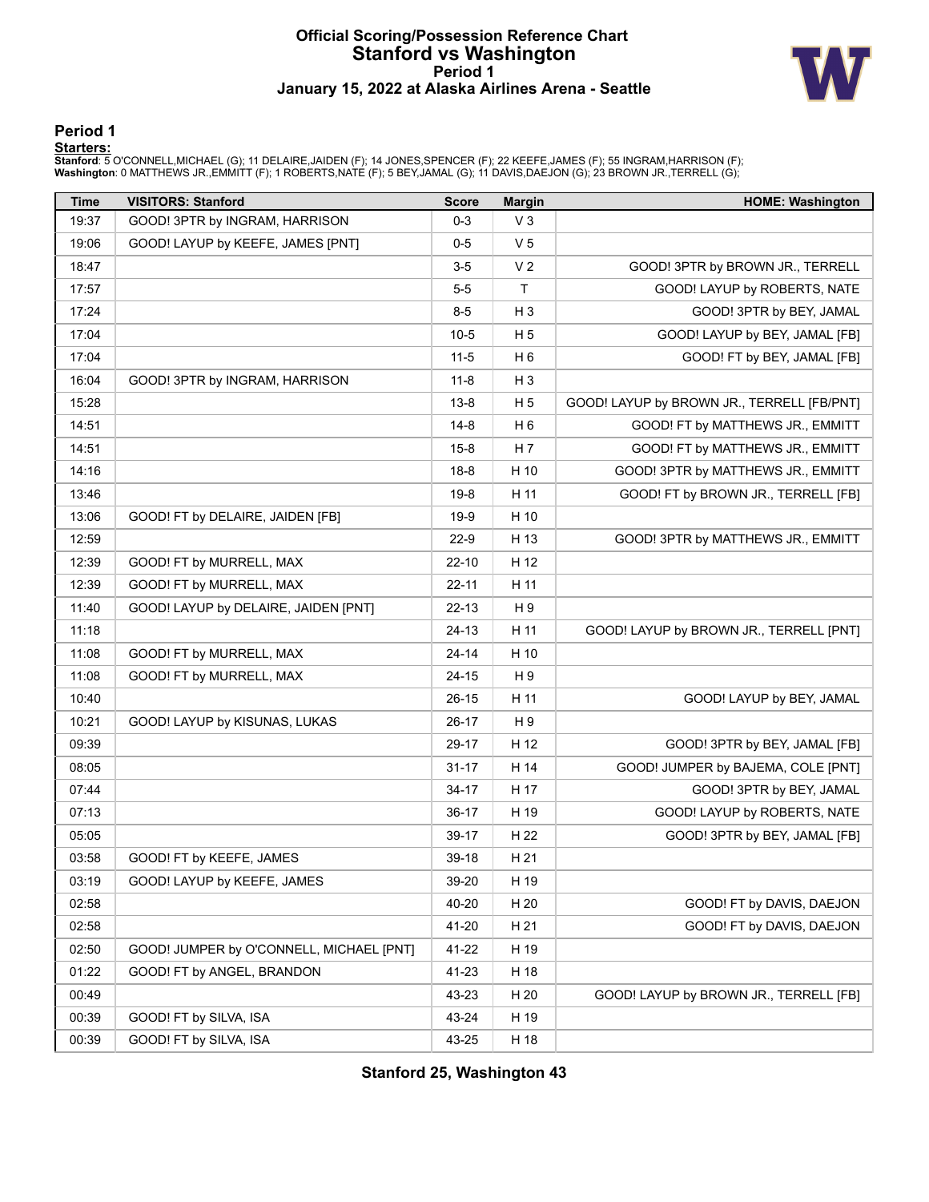# Official Scoring/Possession Reference Chart
## Stanford vs Washington
### Period 1
### January 15, 2022 at Alaska Airlines Arena - Seattle

## Period 1

**Starters:**

**Stanford**: 5 O'CONNELL,MICHAEL (G); 11 DELAIRE,JAIDEN (F); 14 JONES,SPENCER (F); 22 KEEFE,JAMES (F); 55 INGRAM,HARRISON (F);
**Washington**: 0 MATTHEWS JR.,EMMITT (F); 1 ROBERTS,NATE (F); 5 BEY,JAMAL (G); 11 DAVIS,DAEJON (G); 23 BROWN JR.,TERRELL (G);

| Time | VISITORS: Stanford | Score | Margin | HOME: Washington |
|---|---|---|---|---|
| 19:37 | GOOD! 3PTR by INGRAM, HARRISON | 0-3 | V 3 | |
| 19:06 | GOOD! LAYUP by KEEFE, JAMES [PNT] | 0-5 | V 5 | |
| 18:47 | | 3-5 | V 2 | GOOD! 3PTR by BROWN JR., TERRELL |
| 17:57 | | 5-5 | T | GOOD! LAYUP by ROBERTS, NATE |
| 17:24 | | 8-5 | H 3 | GOOD! 3PTR by BEY, JAMAL |
| 17:04 | | 10-5 | H 5 | GOOD! LAYUP by BEY, JAMAL [FB] |
| 17:04 | | 11-5 | H 6 | GOOD! FT by BEY, JAMAL [FB] |
| 16:04 | GOOD! 3PTR by INGRAM, HARRISON | 11-8 | H 3 | |
| 15:28 | | 13-8 | H 5 | GOOD! LAYUP by BROWN JR., TERRELL [FB/PNT] |
| 14:51 | | 14-8 | H 6 | GOOD! FT by MATTHEWS JR., EMMITT |
| 14:51 | | 15-8 | H 7 | GOOD! FT by MATTHEWS JR., EMMITT |
| 14:16 | | 18-8 | H 10 | GOOD! 3PTR by MATTHEWS JR., EMMITT |
| 13:46 | | 19-8 | H 11 | GOOD! FT by BROWN JR., TERRELL [FB] |
| 13:06 | GOOD! FT by DELAIRE, JAIDEN [FB] | 19-9 | H 10 | |
| 12:59 | | 22-9 | H 13 | GOOD! 3PTR by MATTHEWS JR., EMMITT |
| 12:39 | GOOD! FT by MURRELL, MAX | 22-10 | H 12 | |
| 12:39 | GOOD! FT by MURRELL, MAX | 22-11 | H 11 | |
| 11:40 | GOOD! LAYUP by DELAIRE, JAIDEN [PNT] | 22-13 | H 9 | |
| 11:18 | | 24-13 | H 11 | GOOD! LAYUP by BROWN JR., TERRELL [PNT] |
| 11:08 | GOOD! FT by MURRELL, MAX | 24-14 | H 10 | |
| 11:08 | GOOD! FT by MURRELL, MAX | 24-15 | H 9 | |
| 10:40 | | 26-15 | H 11 | GOOD! LAYUP by BEY, JAMAL |
| 10:21 | GOOD! LAYUP by KISUNAS, LUKAS | 26-17 | H 9 | |
| 09:39 | | 29-17 | H 12 | GOOD! 3PTR by BEY, JAMAL [FB] |
| 08:05 | | 31-17 | H 14 | GOOD! JUMPER by BAJEMA, COLE [PNT] |
| 07:44 | | 34-17 | H 17 | GOOD! 3PTR by BEY, JAMAL |
| 07:13 | | 36-17 | H 19 | GOOD! LAYUP by ROBERTS, NATE |
| 05:05 | | 39-17 | H 22 | GOOD! 3PTR by BEY, JAMAL [FB] |
| 03:58 | GOOD! FT by KEEFE, JAMES | 39-18 | H 21 | |
| 03:19 | GOOD! LAYUP by KEEFE, JAMES | 39-20 | H 19 | |
| 02:58 | | 40-20 | H 20 | GOOD! FT by DAVIS, DAEJON |
| 02:58 | | 41-20 | H 21 | GOOD! FT by DAVIS, DAEJON |
| 02:50 | GOOD! JUMPER by O'CONNELL, MICHAEL [PNT] | 41-22 | H 19 | |
| 01:22 | GOOD! FT by ANGEL, BRANDON | 41-23 | H 18 | |
| 00:49 | | 43-23 | H 20 | GOOD! LAYUP by BROWN JR., TERRELL [FB] |
| 00:39 | GOOD! FT by SILVA, ISA | 43-24 | H 19 | |
| 00:39 | GOOD! FT by SILVA, ISA | 43-25 | H 18 | |

**Stanford 25, Washington 43**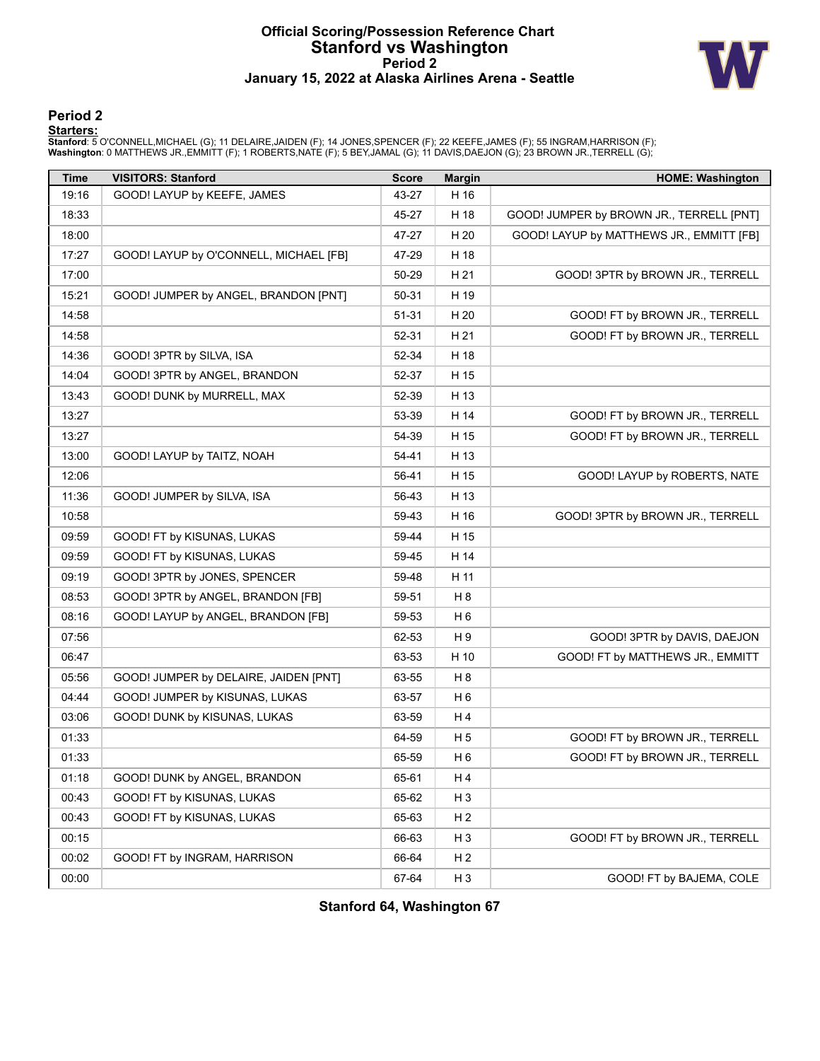# Official Scoring/Possession Reference Chart
# Stanford vs Washington
## Period 2
## January 15, 2022 at Alaska Airlines Arena - Seattle

### Period 2

**Starters:**

**Stanford**: 5 O'CONNELL,MICHAEL (G); 11 DELAIRE,JAIDEN (F); 14 JONES,SPENCER (F); 22 KEEFE,JAMES (F); 55 INGRAM,HARRISON (F);
**Washington**: 0 MATTHEWS JR.,EMMITT (F); 1 ROBERTS,NATE (F); 5 BEY,JAMAL (G); 11 DAVIS,DAEJON (G); 23 BROWN JR.,TERRELL (G);

| Time | VISITORS: Stanford | Score | Margin | HOME: Washington |
|---|---|---|---|---|
| 19:16 | GOOD! LAYUP by KEEFE, JAMES | 43-27 | H 16 | |
| 18:33 | | 45-27 | H 18 | GOOD! JUMPER by BROWN JR., TERRELL [PNT] |
| 18:00 | | 47-27 | H 20 | GOOD! LAYUP by MATTHEWS JR., EMMITT [FB] |
| 17:27 | GOOD! LAYUP by O'CONNELL, MICHAEL [FB] | 47-29 | H 18 | |
| 17:00 | | 50-29 | H 21 | GOOD! 3PTR by BROWN JR., TERRELL |
| 15:21 | GOOD! JUMPER by ANGEL, BRANDON [PNT] | 50-31 | H 19 | |
| 14:58 | | 51-31 | H 20 | GOOD! FT by BROWN JR., TERRELL |
| 14:58 | | 52-31 | H 21 | GOOD! FT by BROWN JR., TERRELL |
| 14:36 | GOOD! 3PTR by SILVA, ISA | 52-34 | H 18 | |
| 14:04 | GOOD! 3PTR by ANGEL, BRANDON | 52-37 | H 15 | |
| 13:43 | GOOD! DUNK by MURRELL, MAX | 52-39 | H 13 | |
| 13:27 | | 53-39 | H 14 | GOOD! FT by BROWN JR., TERRELL |
| 13:27 | | 54-39 | H 15 | GOOD! FT by BROWN JR., TERRELL |
| 13:00 | GOOD! LAYUP by TAITZ, NOAH | 54-41 | H 13 | |
| 12:06 | | 56-41 | H 15 | GOOD! LAYUP by ROBERTS, NATE |
| 11:36 | GOOD! JUMPER by SILVA, ISA | 56-43 | H 13 | |
| 10:58 | | 59-43 | H 16 | GOOD! 3PTR by BROWN JR., TERRELL |
| 09:59 | GOOD! FT by KISUNAS, LUKAS | 59-44 | H 15 | |
| 09:59 | GOOD! FT by KISUNAS, LUKAS | 59-45 | H 14 | |
| 09:19 | GOOD! 3PTR by JONES, SPENCER | 59-48 | H 11 | |
| 08:53 | GOOD! 3PTR by ANGEL, BRANDON [FB] | 59-51 | H 8 | |
| 08:16 | GOOD! LAYUP by ANGEL, BRANDON [FB] | 59-53 | H 6 | |
| 07:56 | | 62-53 | H 9 | GOOD! 3PTR by DAVIS, DAEJON |
| 06:47 | | 63-53 | H 10 | GOOD! FT by MATTHEWS JR., EMMITT |
| 05:56 | GOOD! JUMPER by DELAIRE, JAIDEN [PNT] | 63-55 | H 8 | |
| 04:44 | GOOD! JUMPER by KISUNAS, LUKAS | 63-57 | H 6 | |
| 03:06 | GOOD! DUNK by KISUNAS, LUKAS | 63-59 | H 4 | |
| 01:33 | | 64-59 | H 5 | GOOD! FT by BROWN JR., TERRELL |
| 01:33 | | 65-59 | H 6 | GOOD! FT by BROWN JR., TERRELL |
| 01:18 | GOOD! DUNK by ANGEL, BRANDON | 65-61 | H 4 | |
| 00:43 | GOOD! FT by KISUNAS, LUKAS | 65-62 | H 3 | |
| 00:43 | GOOD! FT by KISUNAS, LUKAS | 65-63 | H 2 | |
| 00:15 | | 66-63 | H 3 | GOOD! FT by BROWN JR., TERRELL |
| 00:02 | GOOD! FT by INGRAM, HARRISON | 66-64 | H 2 | |
| 00:00 | | 67-64 | H 3 | GOOD! FT by BAJEMA, COLE |

**Stanford 64, Washington 67**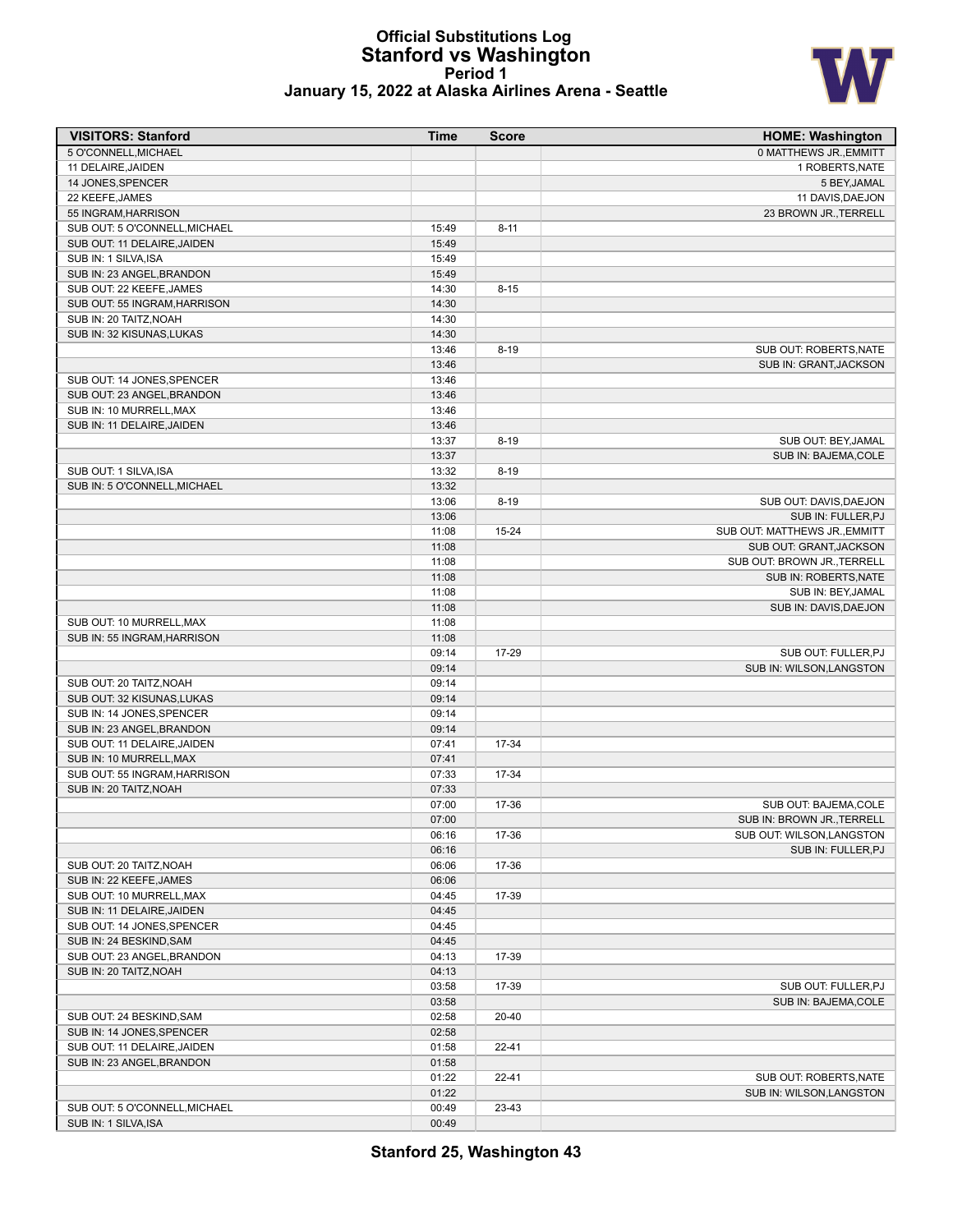# Official Substitutions Log
## Stanford vs Washington
### Period 1
### January 15, 2022 at Alaska Airlines Arena - Seattle

| VISITORS: Stanford | Time | Score | HOME: Washington |
|---|---|---|---|
| 5 O'CONNELL,MICHAEL | | | 0 MATTHEWS JR.,EMMITT |
| 11 DELAIRE,JAIDEN | | | 1 ROBERTS,NATE |
| 14 JONES,SPENCER | | | 5 BEY,JAMAL |
| 22 KEEFE,JAMES | | | 11 DAVIS,DAEJON |
| 55 INGRAM,HARRISON | | | 23 BROWN JR.,TERRELL |
| SUB OUT: 5 O'CONNELL,MICHAEL | 15:49 | 8-11 | |
| SUB OUT: 11 DELAIRE,JAIDEN | 15:49 | | |
| SUB IN: 1 SILVA,ISA | 15:49 | | |
| SUB IN: 23 ANGEL,BRANDON | 15:49 | | |
| SUB OUT: 22 KEEFE,JAMES | 14:30 | 8-15 | |
| SUB OUT: 55 INGRAM,HARRISON | 14:30 | | |
| SUB IN: 20 TAITZ,NOAH | 14:30 | | |
| SUB IN: 32 KISUNAS,LUKAS | 14:30 | | |
| | 13:46 | 8-19 | SUB OUT: ROBERTS,NATE |
| | 13:46 | | SUB IN: GRANT,JACKSON |
| SUB OUT: 14 JONES,SPENCER | 13:46 | | |
| SUB OUT: 23 ANGEL,BRANDON | 13:46 | | |
| SUB IN: 10 MURRELL,MAX | 13:46 | | |
| SUB IN: 11 DELAIRE,JAIDEN | 13:46 | | |
| | 13:37 | 8-19 | SUB OUT: BEY,JAMAL |
| | 13:37 | | SUB IN: BAJEMA,COLE |
| SUB OUT: 1 SILVA,ISA | 13:32 | 8-19 | |
| SUB IN: 5 O'CONNELL,MICHAEL | 13:32 | | |
| | 13:06 | 8-19 | SUB OUT: DAVIS,DAEJON |
| | 13:06 | | SUB IN: FULLER,PJ |
| | 11:08 | 15-24 | SUB OUT: MATTHEWS JR.,EMMITT |
| | 11:08 | | SUB OUT: GRANT,JACKSON |
| | 11:08 | | SUB OUT: BROWN JR.,TERRELL |
| | 11:08 | | SUB IN: ROBERTS,NATE |
| | 11:08 | | SUB IN: BEY,JAMAL |
| | 11:08 | | SUB IN: DAVIS,DAEJON |
| SUB OUT: 10 MURRELL,MAX | 11:08 | | |
| SUB IN: 55 INGRAM,HARRISON | 11:08 | | |
| | 09:14 | 17-29 | SUB OUT: FULLER,PJ |
| | 09:14 | | SUB IN: WILSON,LANGSTON |
| SUB OUT: 20 TAITZ,NOAH | 09:14 | | |
| SUB OUT: 32 KISUNAS,LUKAS | 09:14 | | |
| SUB IN: 14 JONES,SPENCER | 09:14 | | |
| SUB IN: 23 ANGEL,BRANDON | 09:14 | | |
| SUB OUT: 11 DELAIRE,JAIDEN | 07:41 | 17-34 | |
| SUB IN: 10 MURRELL,MAX | 07:41 | | |
| SUB OUT: 55 INGRAM,HARRISON | 07:33 | 17-34 | |
| SUB IN: 20 TAITZ,NOAH | 07:33 | | |
| | 07:00 | 17-36 | SUB OUT: BAJEMA,COLE |
| | 07:00 | | SUB IN: BROWN JR.,TERRELL |
| | 06:16 | 17-36 | SUB OUT: WILSON,LANGSTON |
| | 06:16 | | SUB IN: FULLER,PJ |
| SUB OUT: 20 TAITZ,NOAH | 06:06 | 17-36 | |
| SUB IN: 22 KEEFE,JAMES | 06:06 | | |
| SUB OUT: 10 MURRELL,MAX | 04:45 | 17-39 | |
| SUB IN: 11 DELAIRE,JAIDEN | 04:45 | | |
| SUB OUT: 14 JONES,SPENCER | 04:45 | | |
| SUB IN: 24 BESKIND,SAM | 04:45 | | |
| SUB OUT: 23 ANGEL,BRANDON | 04:13 | 17-39 | |
| SUB IN: 20 TAITZ,NOAH | 04:13 | | |
| | 03:58 | 17-39 | SUB OUT: FULLER,PJ |
| | 03:58 | | SUB IN: BAJEMA,COLE |
| SUB OUT: 24 BESKIND,SAM | 02:58 | 20-40 | |
| SUB IN: 14 JONES,SPENCER | 02:58 | | |
| SUB OUT: 11 DELAIRE,JAIDEN | 01:58 | 22-41 | |
| SUB IN: 23 ANGEL,BRANDON | 01:58 | | |
| | 01:22 | 22-41 | SUB OUT: ROBERTS,NATE |
| | 01:22 | | SUB IN: WILSON,LANGSTON |
| SUB OUT: 5 O'CONNELL,MICHAEL | 00:49 | 23-43 | |
| SUB IN: 1 SILVA,ISA | 00:49 | | |

**Stanford 25, Washington 43**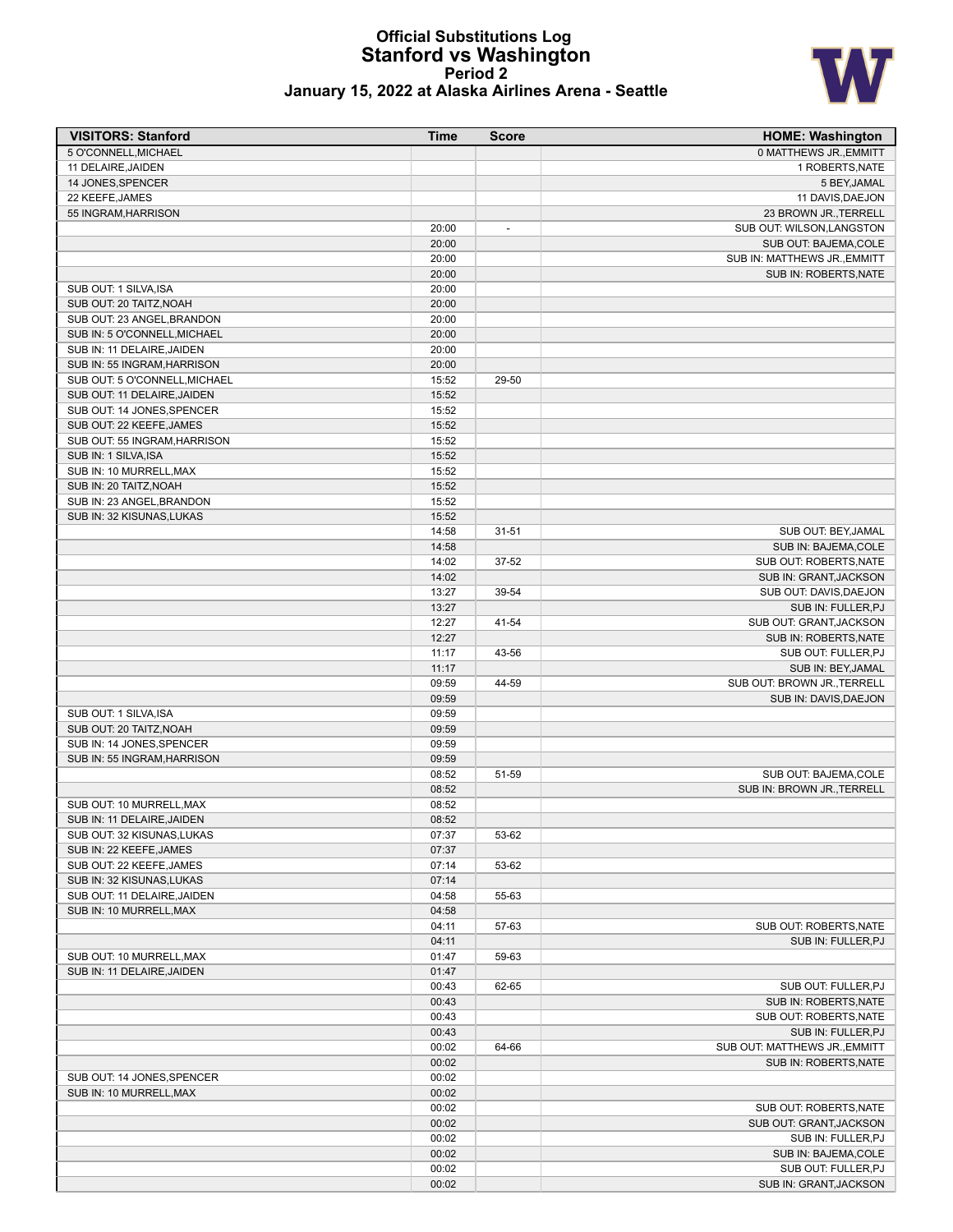# Official Substitutions Log
## Stanford vs Washington
### Period 2
### January 15, 2022 at Alaska Airlines Arena - Seattle

| VISITORS: Stanford | Time | Score | HOME: Washington |
|---|---|---|---|
| 5 O'CONNELL,MICHAEL | | | 0 MATTHEWS JR.,EMMITT |
| 11 DELAIRE,JAIDEN | | | 1 ROBERTS,NATE |
| 14 JONES,SPENCER | | | 5 BEY,JAMAL |
| 22 KEEFE,JAMES | | | 11 DAVIS,DAEJON |
| 55 INGRAM,HARRISON | | | 23 BROWN JR.,TERRELL |
| | 20:00 | - | SUB OUT: WILSON,LANGSTON |
| | 20:00 | | SUB OUT: BAJEMA,COLE |
| | 20:00 | | SUB IN: MATTHEWS JR.,EMMITT |
| | 20:00 | | SUB IN: ROBERTS,NATE |
| SUB OUT: 1 SILVA,ISA | 20:00 | | |
| SUB OUT: 20 TAITZ,NOAH | 20:00 | | |
| SUB OUT: 23 ANGEL,BRANDON | 20:00 | | |
| SUB IN: 5 O'CONNELL,MICHAEL | 20:00 | | |
| SUB IN: 11 DELAIRE,JAIDEN | 20:00 | | |
| SUB IN: 55 INGRAM,HARRISON | 20:00 | | |
| SUB OUT: 5 O'CONNELL,MICHAEL | 15:52 | 29-50 | |
| SUB OUT: 11 DELAIRE,JAIDEN | 15:52 | | |
| SUB OUT: 14 JONES,SPENCER | 15:52 | | |
| SUB OUT: 22 KEEFE,JAMES | 15:52 | | |
| SUB OUT: 55 INGRAM,HARRISON | 15:52 | | |
| SUB IN: 1 SILVA,ISA | 15:52 | | |
| SUB IN: 10 MURRELL,MAX | 15:52 | | |
| SUB IN: 20 TAITZ,NOAH | 15:52 | | |
| SUB IN: 23 ANGEL,BRANDON | 15:52 | | |
| SUB IN: 32 KISUNAS,LUKAS | 15:52 | | |
| | 14:58 | 31-51 | SUB OUT: BEY,JAMAL |
| | 14:58 | | SUB IN: BAJEMA,COLE |
| | 14:02 | 37-52 | SUB OUT: ROBERTS,NATE |
| | 14:02 | | SUB IN: GRANT,JACKSON |
| | 13:27 | 39-54 | SUB OUT: DAVIS,DAEJON |
| | 13:27 | | SUB IN: FULLER,PJ |
| | 12:27 | 41-54 | SUB OUT: GRANT,JACKSON |
| | 12:27 | | SUB IN: ROBERTS,NATE |
| | 11:17 | 43-56 | SUB OUT: FULLER,PJ |
| | 11:17 | | SUB IN: BEY,JAMAL |
| | 09:59 | 44-59 | SUB OUT: BROWN JR.,TERRELL |
| | 09:59 | | SUB IN: DAVIS,DAEJON |
| SUB OUT: 1 SILVA,ISA | 09:59 | | |
| SUB OUT: 20 TAITZ,NOAH | 09:59 | | |
| SUB IN: 14 JONES,SPENCER | 09:59 | | |
| SUB IN: 55 INGRAM,HARRISON | 09:59 | | |
| | 08:52 | 51-59 | SUB OUT: BAJEMA,COLE |
| | 08:52 | | SUB IN: BROWN JR.,TERRELL |
| SUB OUT: 10 MURRELL,MAX | 08:52 | | |
| SUB IN: 11 DELAIRE,JAIDEN | 08:52 | | |
| SUB OUT: 32 KISUNAS,LUKAS | 07:37 | 53-62 | |
| SUB IN: 22 KEEFE,JAMES | 07:37 | | |
| SUB OUT: 22 KEEFE,JAMES | 07:14 | 53-62 | |
| SUB IN: 32 KISUNAS,LUKAS | 07:14 | | |
| SUB OUT: 11 DELAIRE,JAIDEN | 04:58 | 55-63 | |
| SUB IN: 10 MURRELL,MAX | 04:58 | | |
| | 04:11 | 57-63 | SUB OUT: ROBERTS,NATE |
| | 04:11 | | SUB IN: FULLER,PJ |
| SUB OUT: 10 MURRELL,MAX | 01:47 | 59-63 | |
| SUB IN: 11 DELAIRE,JAIDEN | 01:47 | | |
| | 00:43 | 62-65 | SUB OUT: FULLER,PJ |
| | 00:43 | | SUB IN: ROBERTS,NATE |
| | 00:43 | | SUB OUT: ROBERTS,NATE |
| | 00:43 | | SUB IN: FULLER,PJ |
| | 00:02 | 64-66 | SUB OUT: MATTHEWS JR.,EMMITT |
| | 00:02 | | SUB IN: ROBERTS,NATE |
| SUB OUT: 14 JONES,SPENCER | 00:02 | | |
| SUB IN: 10 MURRELL,MAX | 00:02 | | |
| | 00:02 | | SUB OUT: ROBERTS,NATE |
| | 00:02 | | SUB OUT: GRANT,JACKSON |
| | 00:02 | | SUB IN: FULLER,PJ |
| | 00:02 | | SUB IN: BAJEMA,COLE |
| | 00:02 | | SUB OUT: FULLER,PJ |
| | 00:02 | | SUB IN: GRANT,JACKSON |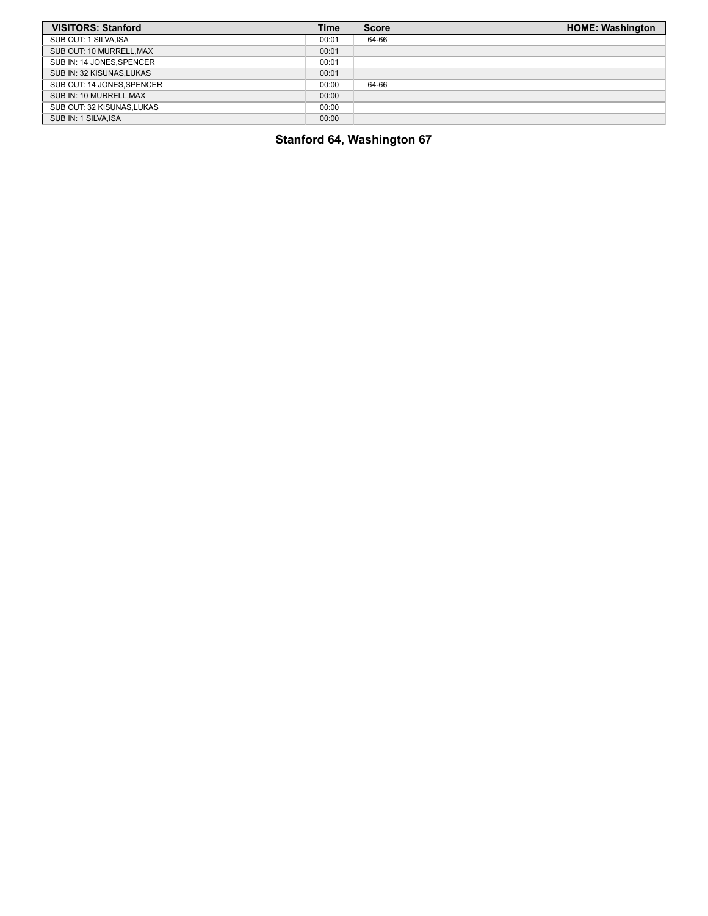| VISITORS: Stanford | Time | Score | HOME: Washington |
| --- | --- | --- | --- |
| SUB OUT: 1 SILVA,ISA | 00:01 | 64-66 | |
| SUB OUT: 10 MURRELL,MAX | 00:01 | | |
| SUB IN: 14 JONES,SPENCER | 00:01 | | |
| SUB IN: 32 KISUNAS,LUKAS | 00:01 | | |
| SUB OUT: 14 JONES,SPENCER | 00:00 | 64-66 | |
| SUB IN: 10 MURRELL,MAX | 00:00 | | |
| SUB OUT: 32 KISUNAS,LUKAS | 00:00 | | |
| SUB IN: 1 SILVA,ISA | 00:00 | | |

**Stanford 64, Washington 67**